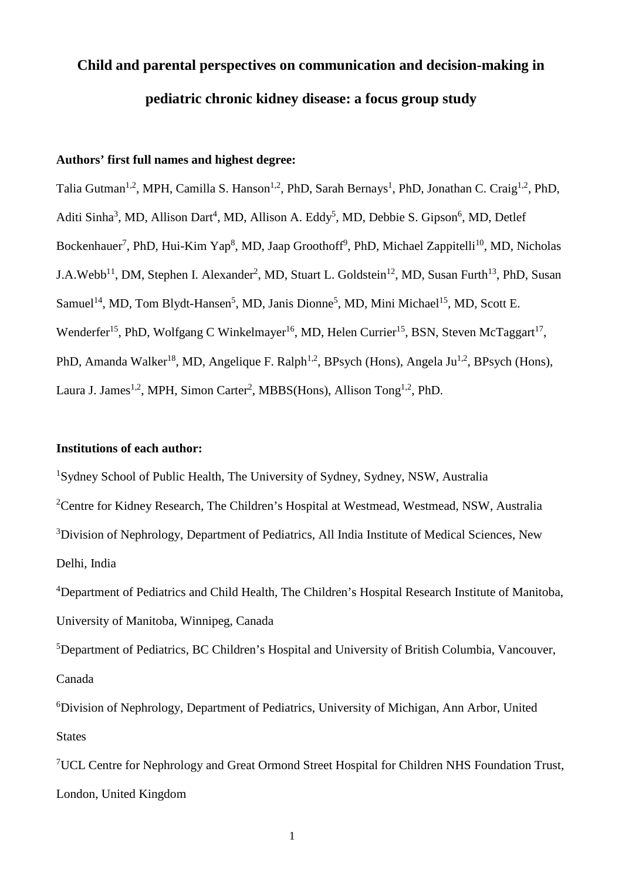# Child and parental perspectives on communication and decision-making in pediatric chronic kidney disease: a focus group study

**Authors' first full names and highest degree:**

Talia Gutman[1,2], MPH, Camilla S. Hanson[1,2], PhD, Sarah Bernays[1], PhD, Jonathan C. Craig[1,2], PhD, Aditi Sinha[3], MD, Allison Dart[4], MD, Allison A. Eddy[5], MD, Debbie S. Gipson[6], MD, Detlef Bockenhauer[7], PhD, Hui-Kim Yap[8], MD, Jaap Groothoff[9], PhD, Michael Zappitelli[10], MD, Nicholas J.A.Webb[11], DM, Stephen I. Alexander[2], MD, Stuart L. Goldstein[12], MD, Susan Furth[13], PhD, Susan Samuel[14], MD, Tom Blydt-Hansen[5], MD, Janis Dionne[5], MD, Mini Michael[15], MD, Scott E. Wenderfer[15], PhD, Wolfgang C Winkelmayer[16], MD, Helen Currier[15], BSN, Steven McTaggart[17], PhD, Amanda Walker[18], MD, Angelique F. Ralph[1,2], BPsych (Hons), Angela Ju[1,2], BPsych (Hons), Laura J. James[1,2], MPH, Simon Carter[2], MBBS(Hons), Allison Tong[1,2], PhD.

**Institutions of each author:**

[1]Sydney School of Public Health, The University of Sydney, Sydney, NSW, Australia

[2]Centre for Kidney Research, The Children's Hospital at Westmead, Westmead, NSW, Australia

[3]Division of Nephrology, Department of Pediatrics, All India Institute of Medical Sciences, New Delhi, India

[4]Department of Pediatrics and Child Health, The Children's Hospital Research Institute of Manitoba, University of Manitoba, Winnipeg, Canada

[5]Department of Pediatrics, BC Children's Hospital and University of British Columbia, Vancouver, Canada

[6]Division of Nephrology, Department of Pediatrics, University of Michigan, Ann Arbor, United States

[7]UCL Centre for Nephrology and Great Ormond Street Hospital for Children NHS Foundation Trust, London, United Kingdom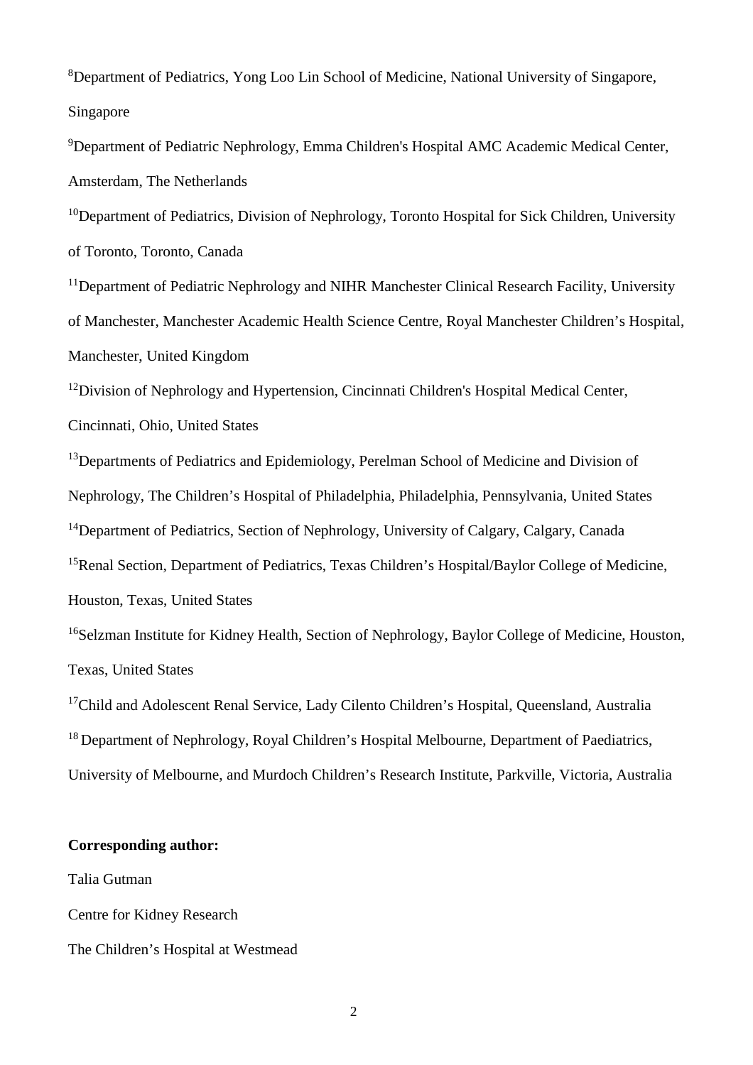[8]Department of Pediatrics, Yong Loo Lin School of Medicine, National University of Singapore, Singapore

[9]Department of Pediatric Nephrology, Emma Children's Hospital AMC Academic Medical Center, Amsterdam, The Netherlands

[10]Department of Pediatrics, Division of Nephrology, Toronto Hospital for Sick Children, University of Toronto, Toronto, Canada

[11]Department of Pediatric Nephrology and NIHR Manchester Clinical Research Facility, University of Manchester, Manchester Academic Health Science Centre, Royal Manchester Children's Hospital, Manchester, United Kingdom

[12]Division of Nephrology and Hypertension, Cincinnati Children's Hospital Medical Center, Cincinnati, Ohio, United States

[13]Departments of Pediatrics and Epidemiology, Perelman School of Medicine and Division of Nephrology, The Children's Hospital of Philadelphia, Philadelphia, Pennsylvania, United States

[14]Department of Pediatrics, Section of Nephrology, University of Calgary, Calgary, Canada

[15]Renal Section, Department of Pediatrics, Texas Children's Hospital/Baylor College of Medicine, Houston, Texas, United States

[16]Selzman Institute for Kidney Health, Section of Nephrology, Baylor College of Medicine, Houston, Texas, United States

[17]Child and Adolescent Renal Service, Lady Cilento Children's Hospital, Queensland, Australia

[18] Department of Nephrology, Royal Children's Hospital Melbourne, Department of Paediatrics, University of Melbourne, and Murdoch Children's Research Institute, Parkville, Victoria, Australia

**Corresponding author:**

Talia Gutman

Centre for Kidney Research

The Children's Hospital at Westmead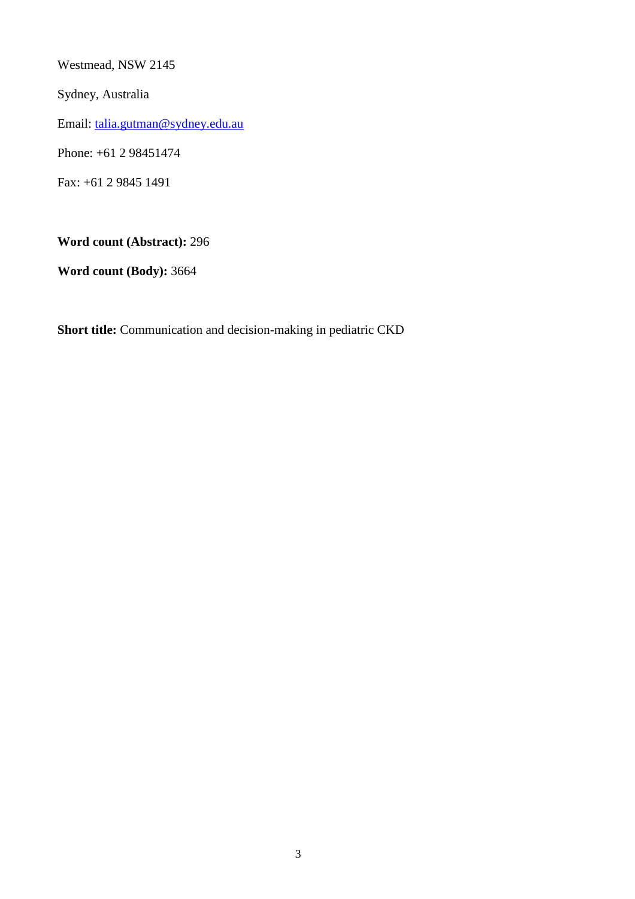Westmead, NSW 2145

Sydney, Australia

Email: talia.gutman@sydney.edu.au

Phone: +61 2 98451474

Fax: +61 2 9845 1491

**Word count (Abstract):** 296

**Word count (Body):** 3664

**Short title:** Communication and decision-making in pediatric CKD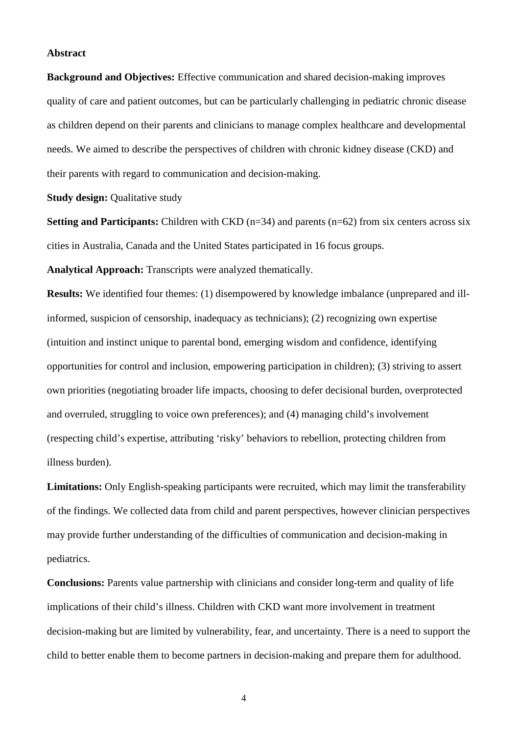## Abstract

**Background and Objectives:** Effective communication and shared decision-making improves quality of care and patient outcomes, but can be particularly challenging in pediatric chronic disease as children depend on their parents and clinicians to manage complex healthcare and developmental needs. We aimed to describe the perspectives of children with chronic kidney disease (CKD) and their parents with regard to communication and decision-making.

**Study design:** Qualitative study

**Setting and Participants:** Children with CKD (n=34) and parents (n=62) from six centers across six cities in Australia, Canada and the United States participated in 16 focus groups.

**Analytical Approach:** Transcripts were analyzed thematically.

**Results:** We identified four themes: (1) disempowered by knowledge imbalance (unprepared and ill-informed, suspicion of censorship, inadequacy as technicians); (2) recognizing own expertise (intuition and instinct unique to parental bond, emerging wisdom and confidence, identifying opportunities for control and inclusion, empowering participation in children); (3) striving to assert own priorities (negotiating broader life impacts, choosing to defer decisional burden, overprotected and overruled, struggling to voice own preferences); and (4) managing child's involvement (respecting child's expertise, attributing 'risky' behaviors to rebellion, protecting children from illness burden).

**Limitations:** Only English-speaking participants were recruited, which may limit the transferability of the findings. We collected data from child and parent perspectives, however clinician perspectives may provide further understanding of the difficulties of communication and decision-making in pediatrics.

**Conclusions:** Parents value partnership with clinicians and consider long-term and quality of life implications of their child's illness. Children with CKD want more involvement in treatment decision-making but are limited by vulnerability, fear, and uncertainty. There is a need to support the child to better enable them to become partners in decision-making and prepare them for adulthood.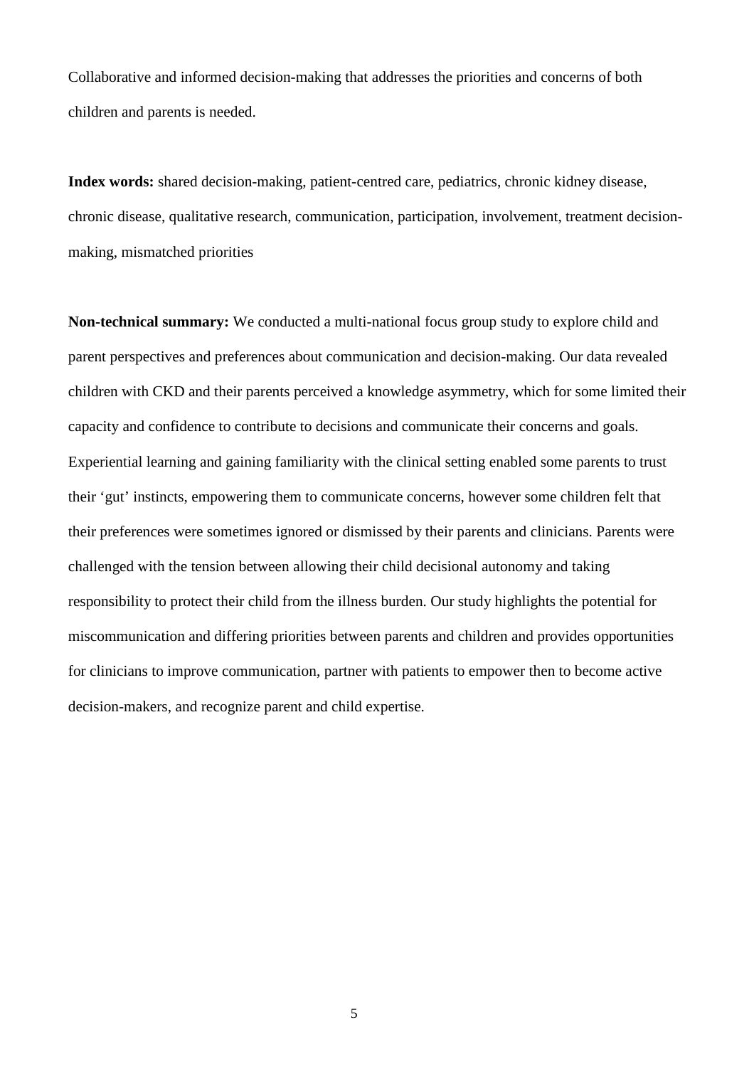Collaborative and informed decision-making that addresses the priorities and concerns of both children and parents is needed.

**Index words:** shared decision-making, patient-centred care, pediatrics, chronic kidney disease, chronic disease, qualitative research, communication, participation, involvement, treatment decision-making, mismatched priorities

**Non-technical summary:** We conducted a multi-national focus group study to explore child and parent perspectives and preferences about communication and decision-making. Our data revealed children with CKD and their parents perceived a knowledge asymmetry, which for some limited their capacity and confidence to contribute to decisions and communicate their concerns and goals. Experiential learning and gaining familiarity with the clinical setting enabled some parents to trust their 'gut' instincts, empowering them to communicate concerns, however some children felt that their preferences were sometimes ignored or dismissed by their parents and clinicians. Parents were challenged with the tension between allowing their child decisional autonomy and taking responsibility to protect their child from the illness burden. Our study highlights the potential for miscommunication and differing priorities between parents and children and provides opportunities for clinicians to improve communication, partner with patients to empower then to become active decision-makers, and recognize parent and child expertise.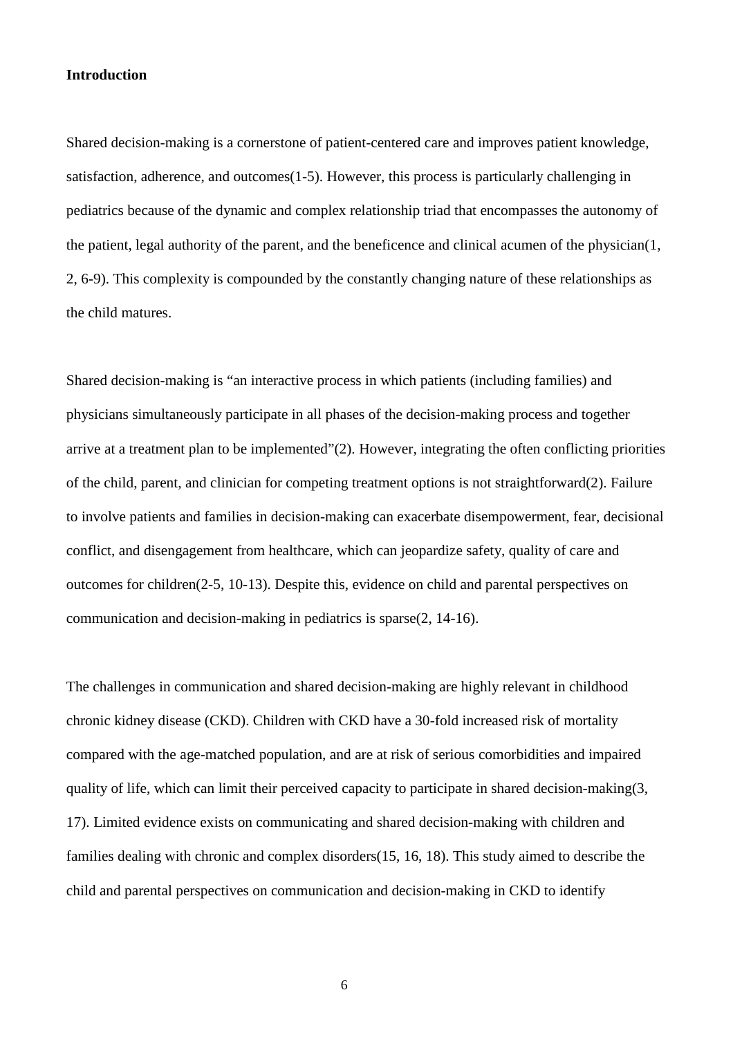## Introduction

Shared decision-making is a cornerstone of patient-centered care and improves patient knowledge, satisfaction, adherence, and outcomes(1-5). However, this process is particularly challenging in pediatrics because of the dynamic and complex relationship triad that encompasses the autonomy of the patient, legal authority of the parent, and the beneficence and clinical acumen of the physician(1, 2, 6-9). This complexity is compounded by the constantly changing nature of these relationships as the child matures.

Shared decision-making is "an interactive process in which patients (including families) and physicians simultaneously participate in all phases of the decision-making process and together arrive at a treatment plan to be implemented"(2). However, integrating the often conflicting priorities of the child, parent, and clinician for competing treatment options is not straightforward(2). Failure to involve patients and families in decision-making can exacerbate disempowerment, fear, decisional conflict, and disengagement from healthcare, which can jeopardize safety, quality of care and outcomes for children(2-5, 10-13). Despite this, evidence on child and parental perspectives on communication and decision-making in pediatrics is sparse(2, 14-16).

The challenges in communication and shared decision-making are highly relevant in childhood chronic kidney disease (CKD). Children with CKD have a 30-fold increased risk of mortality compared with the age-matched population, and are at risk of serious comorbidities and impaired quality of life, which can limit their perceived capacity to participate in shared decision-making(3, 17). Limited evidence exists on communicating and shared decision-making with children and families dealing with chronic and complex disorders(15, 16, 18). This study aimed to describe the child and parental perspectives on communication and decision-making in CKD to identify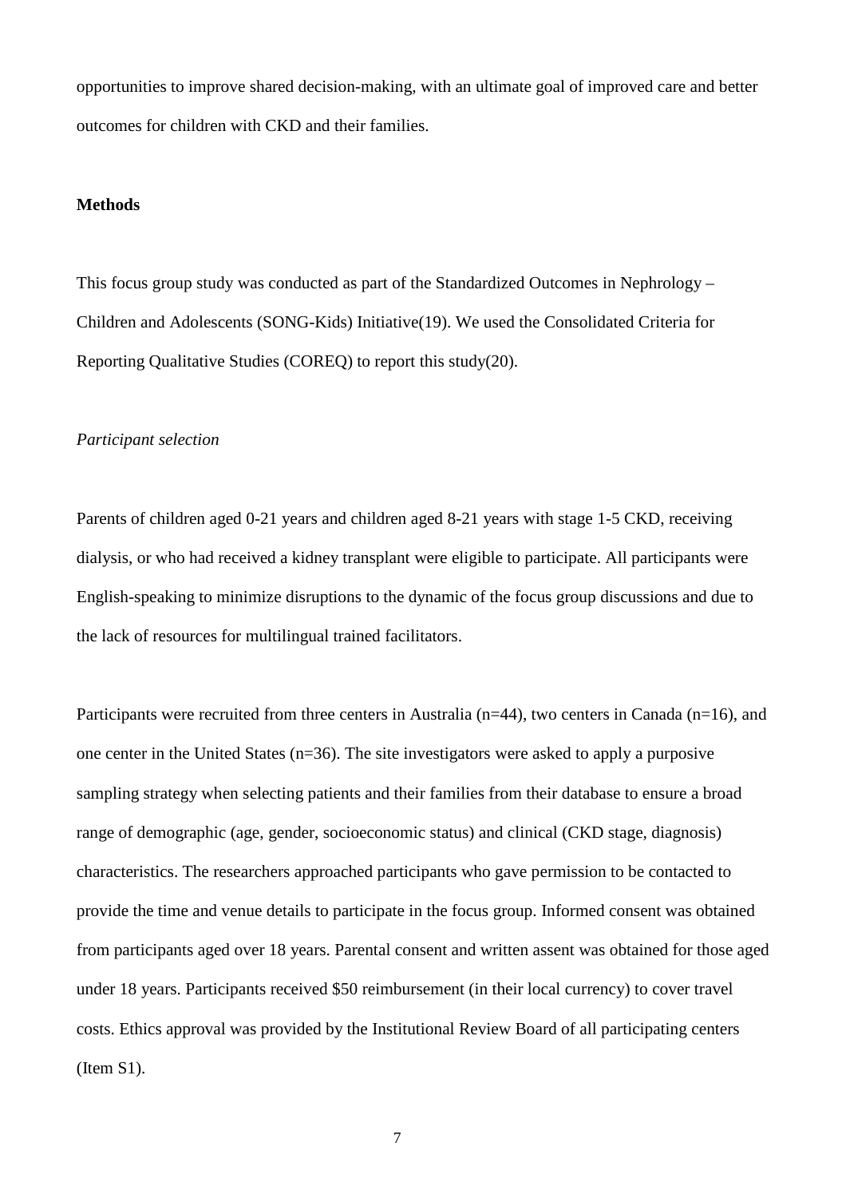opportunities to improve shared decision-making, with an ultimate goal of improved care and better outcomes for children with CKD and their families.

## Methods

This focus group study was conducted as part of the Standardized Outcomes in Nephrology – Children and Adolescents (SONG-Kids) Initiative(19). We used the Consolidated Criteria for Reporting Qualitative Studies (COREQ) to report this study(20).

### *Participant selection*

Parents of children aged 0-21 years and children aged 8-21 years with stage 1-5 CKD, receiving dialysis, or who had received a kidney transplant were eligible to participate. All participants were English-speaking to minimize disruptions to the dynamic of the focus group discussions and due to the lack of resources for multilingual trained facilitators.

Participants were recruited from three centers in Australia (n=44), two centers in Canada (n=16), and one center in the United States (n=36). The site investigators were asked to apply a purposive sampling strategy when selecting patients and their families from their database to ensure a broad range of demographic (age, gender, socioeconomic status) and clinical (CKD stage, diagnosis) characteristics. The researchers approached participants who gave permission to be contacted to provide the time and venue details to participate in the focus group. Informed consent was obtained from participants aged over 18 years. Parental consent and written assent was obtained for those aged under 18 years. Participants received $50 reimbursement (in their local currency) to cover travel costs. Ethics approval was provided by the Institutional Review Board of all participating centers (Item S1).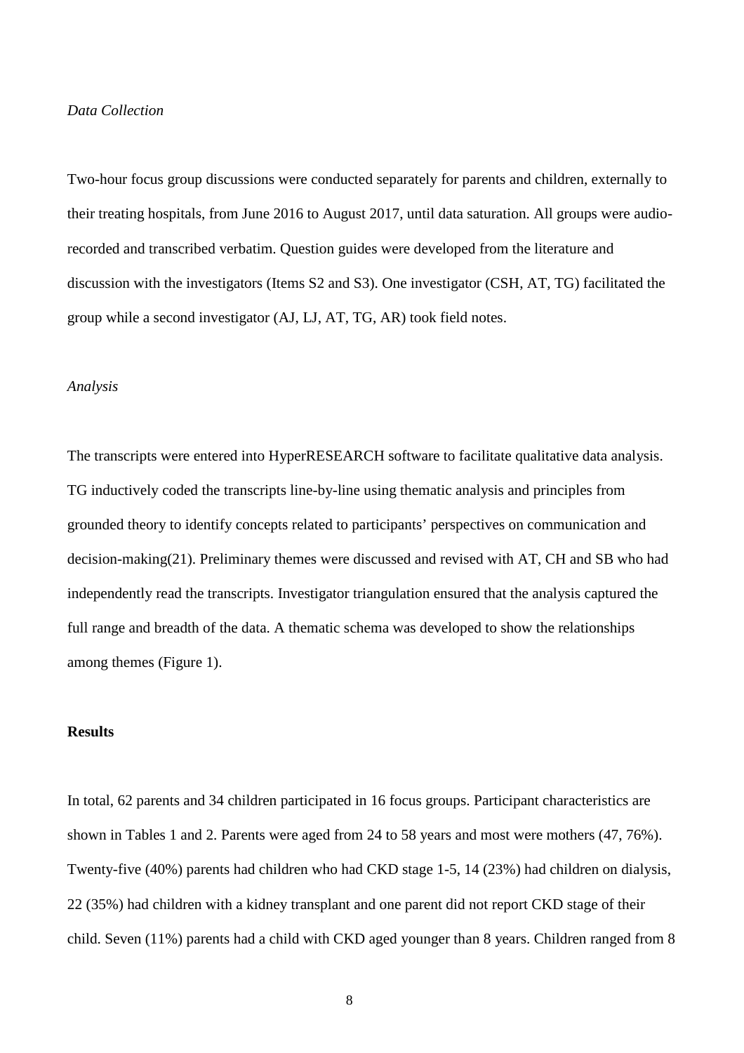*Data Collection*

Two-hour focus group discussions were conducted separately for parents and children, externally to their treating hospitals, from June 2016 to August 2017, until data saturation. All groups were audio-recorded and transcribed verbatim. Question guides were developed from the literature and discussion with the investigators (Items S2 and S3). One investigator (CSH, AT, TG) facilitated the group while a second investigator (AJ, LJ, AT, TG, AR) took field notes.

*Analysis*

The transcripts were entered into HyperRESEARCH software to facilitate qualitative data analysis. TG inductively coded the transcripts line-by-line using thematic analysis and principles from grounded theory to identify concepts related to participants' perspectives on communication and decision-making(21). Preliminary themes were discussed and revised with AT, CH and SB who had independently read the transcripts. Investigator triangulation ensured that the analysis captured the full range and breadth of the data. A thematic schema was developed to show the relationships among themes (Figure 1).

**Results**

In total, 62 parents and 34 children participated in 16 focus groups. Participant characteristics are shown in Tables 1 and 2. Parents were aged from 24 to 58 years and most were mothers (47, 76%). Twenty-five (40%) parents had children who had CKD stage 1-5, 14 (23%) had children on dialysis, 22 (35%) had children with a kidney transplant and one parent did not report CKD stage of their child. Seven (11%) parents had a child with CKD aged younger than 8 years. Children ranged from 8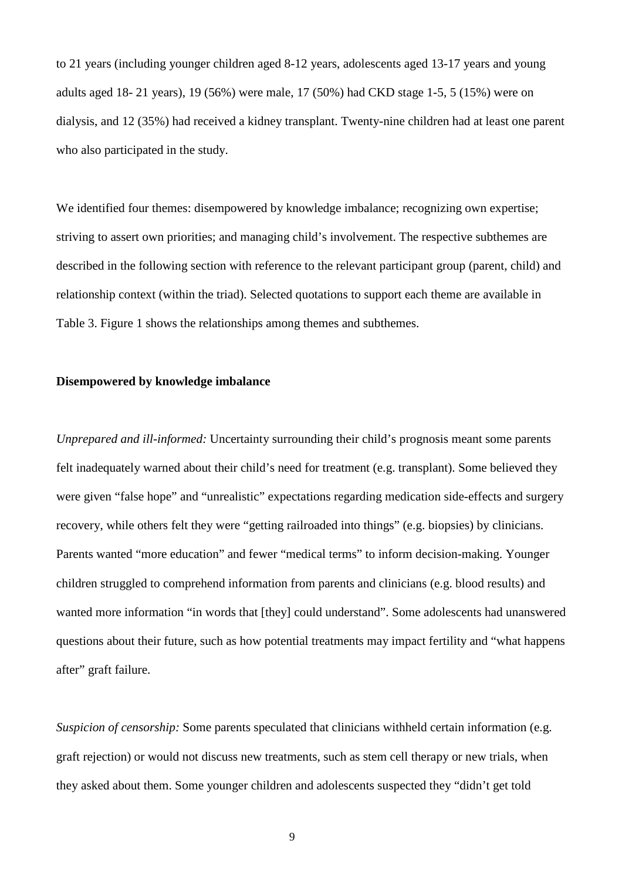to 21 years (including younger children aged 8-12 years, adolescents aged 13-17 years and young adults aged 18- 21 years), 19 (56%) were male, 17 (50%) had CKD stage 1-5, 5 (15%) were on dialysis, and 12 (35%) had received a kidney transplant. Twenty-nine children had at least one parent who also participated in the study.

We identified four themes: disempowered by knowledge imbalance; recognizing own expertise; striving to assert own priorities; and managing child's involvement. The respective subthemes are described in the following section with reference to the relevant participant group (parent, child) and relationship context (within the triad). Selected quotations to support each theme are available in Table 3. Figure 1 shows the relationships among themes and subthemes.

**Disempowered by knowledge imbalance**

*Unprepared and ill-informed:* Uncertainty surrounding their child's prognosis meant some parents felt inadequately warned about their child's need for treatment (e.g. transplant). Some believed they were given "false hope" and "unrealistic" expectations regarding medication side-effects and surgery recovery, while others felt they were "getting railroaded into things" (e.g. biopsies) by clinicians. Parents wanted "more education" and fewer "medical terms" to inform decision-making. Younger children struggled to comprehend information from parents and clinicians (e.g. blood results) and wanted more information "in words that [they] could understand". Some adolescents had unanswered questions about their future, such as how potential treatments may impact fertility and "what happens after" graft failure.

*Suspicion of censorship:* Some parents speculated that clinicians withheld certain information (e.g. graft rejection) or would not discuss new treatments, such as stem cell therapy or new trials, when they asked about them. Some younger children and adolescents suspected they "didn't get told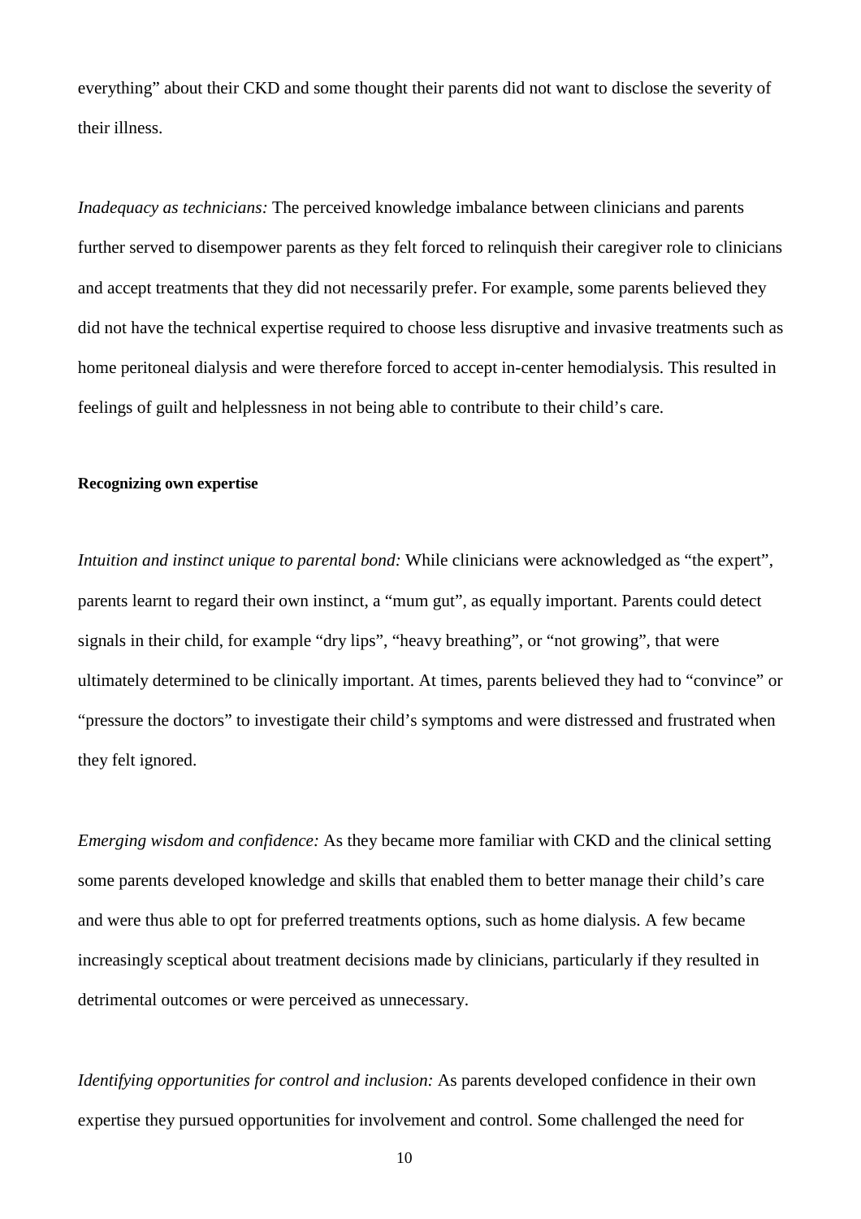everything" about their CKD and some thought their parents did not want to disclose the severity of their illness.

*Inadequacy as technicians:* The perceived knowledge imbalance between clinicians and parents further served to disempower parents as they felt forced to relinquish their caregiver role to clinicians and accept treatments that they did not necessarily prefer. For example, some parents believed they did not have the technical expertise required to choose less disruptive and invasive treatments such as home peritoneal dialysis and were therefore forced to accept in-center hemodialysis. This resulted in feelings of guilt and helplessness in not being able to contribute to their child's care.

**Recognizing own expertise**

*Intuition and instinct unique to parental bond:* While clinicians were acknowledged as "the expert", parents learnt to regard their own instinct, a "mum gut", as equally important. Parents could detect signals in their child, for example "dry lips", "heavy breathing", or "not growing", that were ultimately determined to be clinically important. At times, parents believed they had to "convince" or "pressure the doctors" to investigate their child's symptoms and were distressed and frustrated when they felt ignored.

*Emerging wisdom and confidence:* As they became more familiar with CKD and the clinical setting some parents developed knowledge and skills that enabled them to better manage their child's care and were thus able to opt for preferred treatments options, such as home dialysis. A few became increasingly sceptical about treatment decisions made by clinicians, particularly if they resulted in detrimental outcomes or were perceived as unnecessary.

*Identifying opportunities for control and inclusion:* As parents developed confidence in their own expertise they pursued opportunities for involvement and control. Some challenged the need for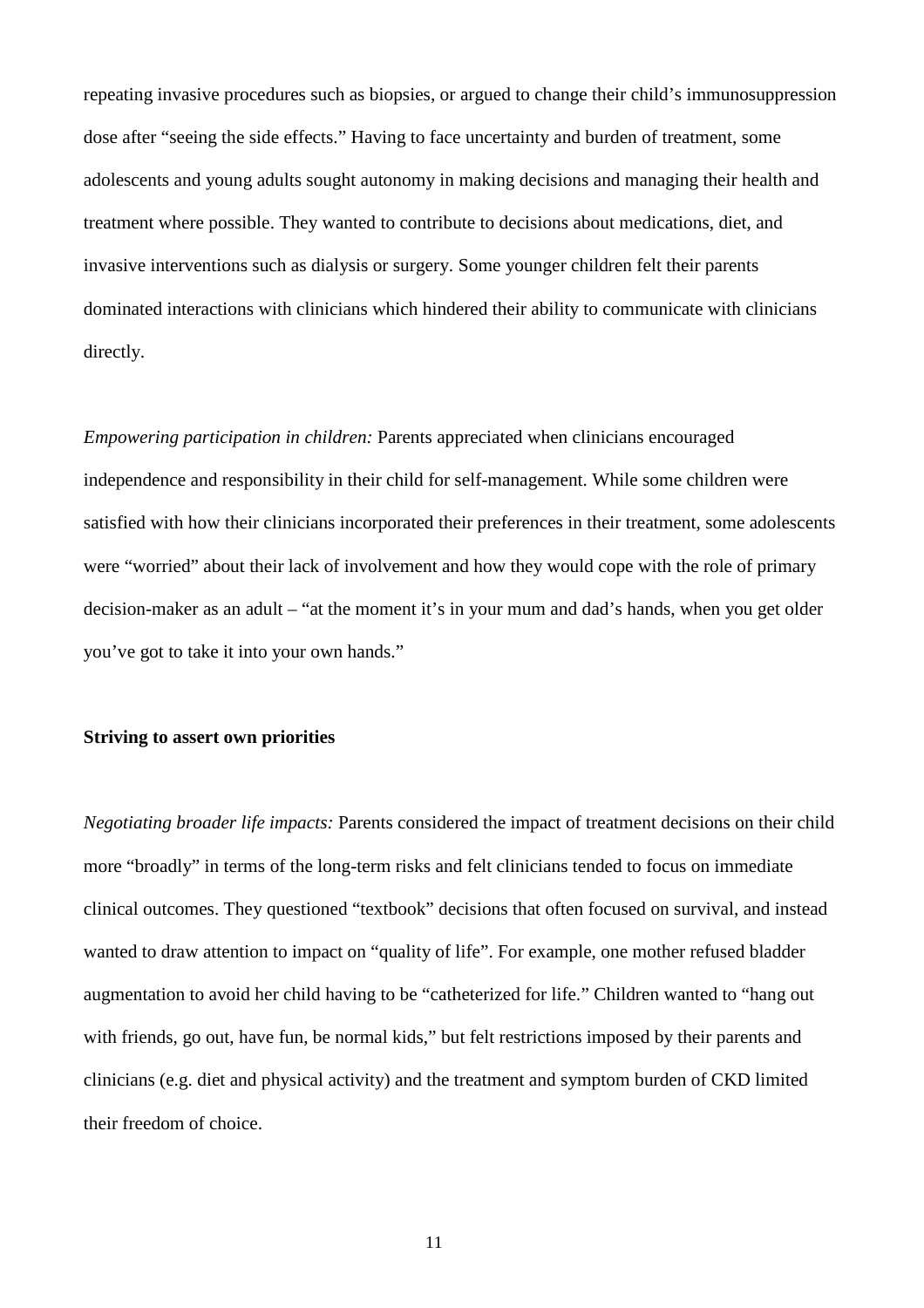repeating invasive procedures such as biopsies, or argued to change their child's immunosuppression dose after "seeing the side effects." Having to face uncertainty and burden of treatment, some adolescents and young adults sought autonomy in making decisions and managing their health and treatment where possible. They wanted to contribute to decisions about medications, diet, and invasive interventions such as dialysis or surgery. Some younger children felt their parents dominated interactions with clinicians which hindered their ability to communicate with clinicians directly.

*Empowering participation in children:* Parents appreciated when clinicians encouraged independence and responsibility in their child for self-management. While some children were satisfied with how their clinicians incorporated their preferences in their treatment, some adolescents were "worried" about their lack of involvement and how they would cope with the role of primary decision-maker as an adult – "at the moment it's in your mum and dad's hands, when you get older you've got to take it into your own hands."

**Striving to assert own priorities**

*Negotiating broader life impacts:* Parents considered the impact of treatment decisions on their child more "broadly" in terms of the long-term risks and felt clinicians tended to focus on immediate clinical outcomes. They questioned "textbook" decisions that often focused on survival, and instead wanted to draw attention to impact on "quality of life". For example, one mother refused bladder augmentation to avoid her child having to be "catheterized for life." Children wanted to "hang out with friends, go out, have fun, be normal kids," but felt restrictions imposed by their parents and clinicians (e.g. diet and physical activity) and the treatment and symptom burden of CKD limited their freedom of choice.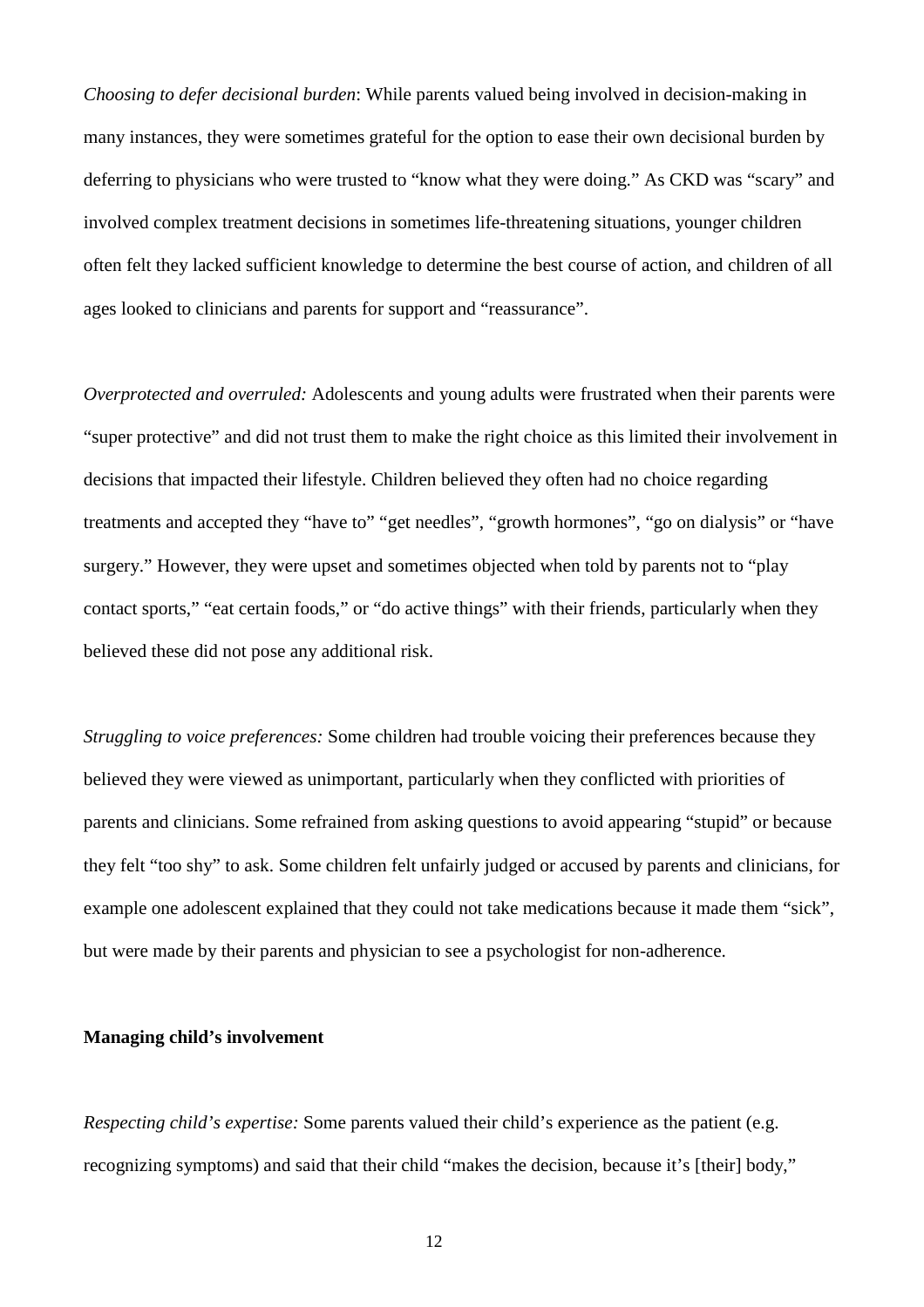*Choosing to defer decisional burden*: While parents valued being involved in decision-making in many instances, they were sometimes grateful for the option to ease their own decisional burden by deferring to physicians who were trusted to "know what they were doing." As CKD was "scary" and involved complex treatment decisions in sometimes life-threatening situations, younger children often felt they lacked sufficient knowledge to determine the best course of action, and children of all ages looked to clinicians and parents for support and "reassurance".

*Overprotected and overruled:* Adolescents and young adults were frustrated when their parents were "super protective" and did not trust them to make the right choice as this limited their involvement in decisions that impacted their lifestyle. Children believed they often had no choice regarding treatments and accepted they "have to" "get needles", "growth hormones", "go on dialysis" or "have surgery." However, they were upset and sometimes objected when told by parents not to "play contact sports," "eat certain foods," or "do active things" with their friends, particularly when they believed these did not pose any additional risk.

*Struggling to voice preferences:* Some children had trouble voicing their preferences because they believed they were viewed as unimportant, particularly when they conflicted with priorities of parents and clinicians. Some refrained from asking questions to avoid appearing "stupid" or because they felt "too shy" to ask. Some children felt unfairly judged or accused by parents and clinicians, for example one adolescent explained that they could not take medications because it made them "sick", but were made by their parents and physician to see a psychologist for non-adherence.

**Managing child's involvement**

*Respecting child's expertise:* Some parents valued their child's experience as the patient (e.g. recognizing symptoms) and said that their child "makes the decision, because it's [their] body,"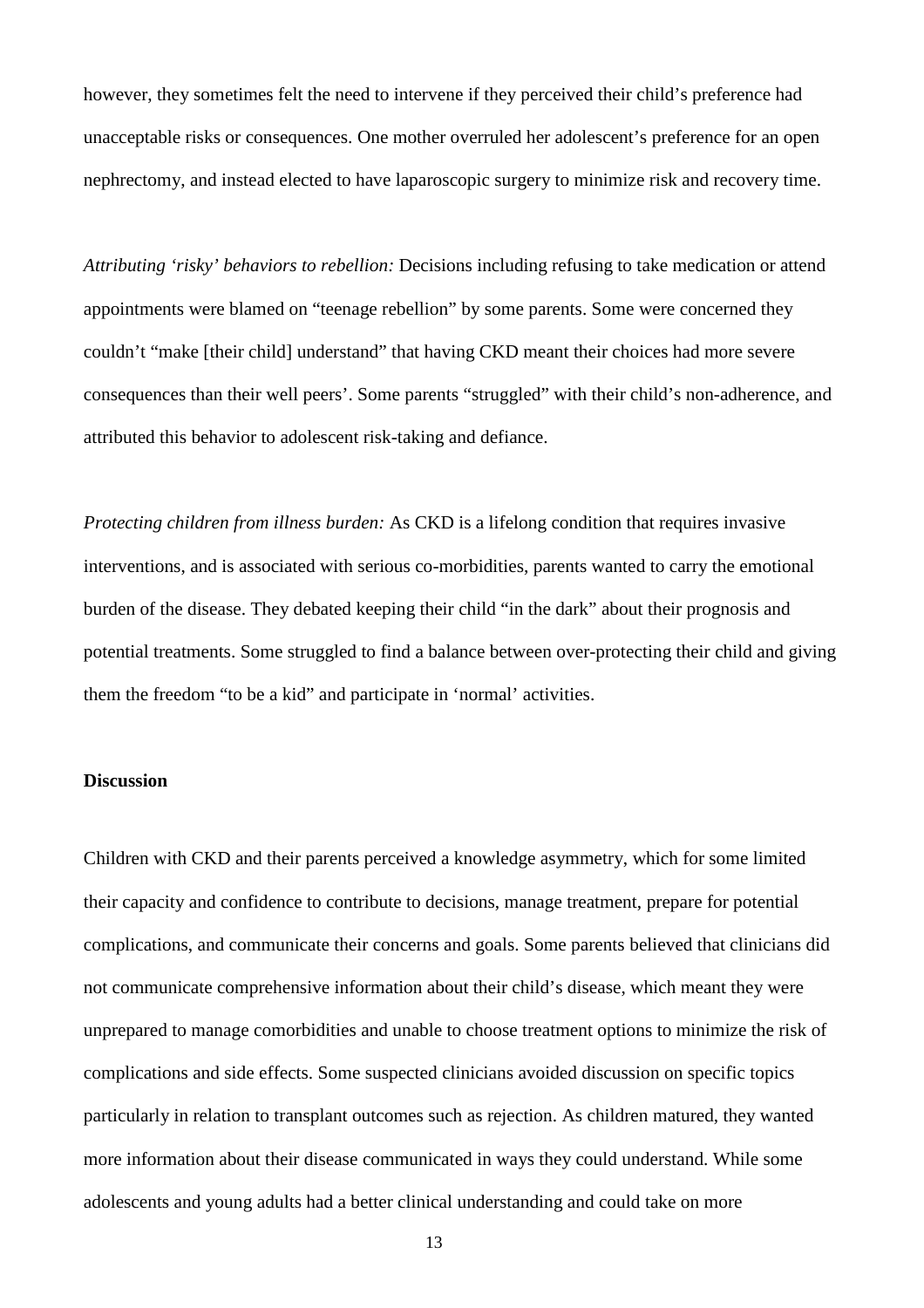however, they sometimes felt the need to intervene if they perceived their child's preference had unacceptable risks or consequences. One mother overruled her adolescent's preference for an open nephrectomy, and instead elected to have laparoscopic surgery to minimize risk and recovery time.

*Attributing 'risky' behaviors to rebellion:* Decisions including refusing to take medication or attend appointments were blamed on "teenage rebellion" by some parents. Some were concerned they couldn't "make [their child] understand" that having CKD meant their choices had more severe consequences than their well peers'. Some parents "struggled" with their child's non-adherence, and attributed this behavior to adolescent risk-taking and defiance.

*Protecting children from illness burden:* As CKD is a lifelong condition that requires invasive interventions, and is associated with serious co-morbidities, parents wanted to carry the emotional burden of the disease. They debated keeping their child "in the dark" about their prognosis and potential treatments. Some struggled to find a balance between over-protecting their child and giving them the freedom "to be a kid" and participate in 'normal' activities.

**Discussion**

Children with CKD and their parents perceived a knowledge asymmetry, which for some limited their capacity and confidence to contribute to decisions, manage treatment, prepare for potential complications, and communicate their concerns and goals. Some parents believed that clinicians did not communicate comprehensive information about their child's disease, which meant they were unprepared to manage comorbidities and unable to choose treatment options to minimize the risk of complications and side effects. Some suspected clinicians avoided discussion on specific topics particularly in relation to transplant outcomes such as rejection. As children matured, they wanted more information about their disease communicated in ways they could understand. While some adolescents and young adults had a better clinical understanding and could take on more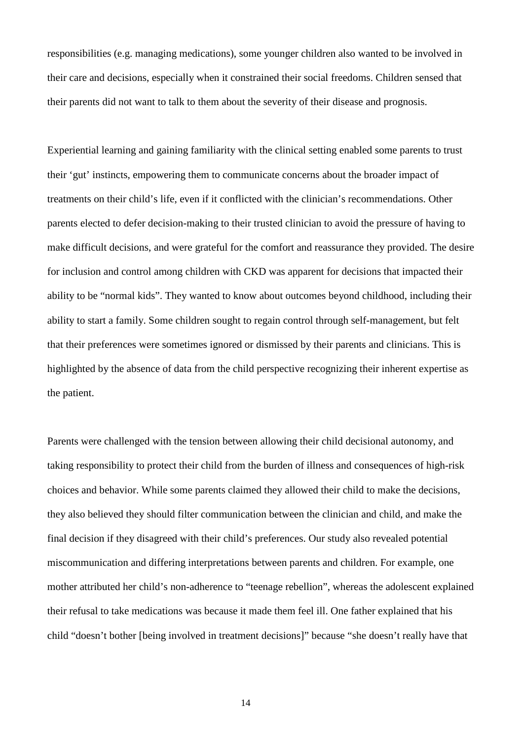responsibilities (e.g. managing medications), some younger children also wanted to be involved in their care and decisions, especially when it constrained their social freedoms. Children sensed that their parents did not want to talk to them about the severity of their disease and prognosis.

Experiential learning and gaining familiarity with the clinical setting enabled some parents to trust their 'gut' instincts, empowering them to communicate concerns about the broader impact of treatments on their child's life, even if it conflicted with the clinician's recommendations. Other parents elected to defer decision-making to their trusted clinician to avoid the pressure of having to make difficult decisions, and were grateful for the comfort and reassurance they provided. The desire for inclusion and control among children with CKD was apparent for decisions that impacted their ability to be "normal kids". They wanted to know about outcomes beyond childhood, including their ability to start a family. Some children sought to regain control through self-management, but felt that their preferences were sometimes ignored or dismissed by their parents and clinicians. This is highlighted by the absence of data from the child perspective recognizing their inherent expertise as the patient.

Parents were challenged with the tension between allowing their child decisional autonomy, and taking responsibility to protect their child from the burden of illness and consequences of high-risk choices and behavior. While some parents claimed they allowed their child to make the decisions, they also believed they should filter communication between the clinician and child, and make the final decision if they disagreed with their child's preferences. Our study also revealed potential miscommunication and differing interpretations between parents and children. For example, one mother attributed her child's non-adherence to "teenage rebellion", whereas the adolescent explained their refusal to take medications was because it made them feel ill. One father explained that his child "doesn't bother [being involved in treatment decisions]" because "she doesn't really have that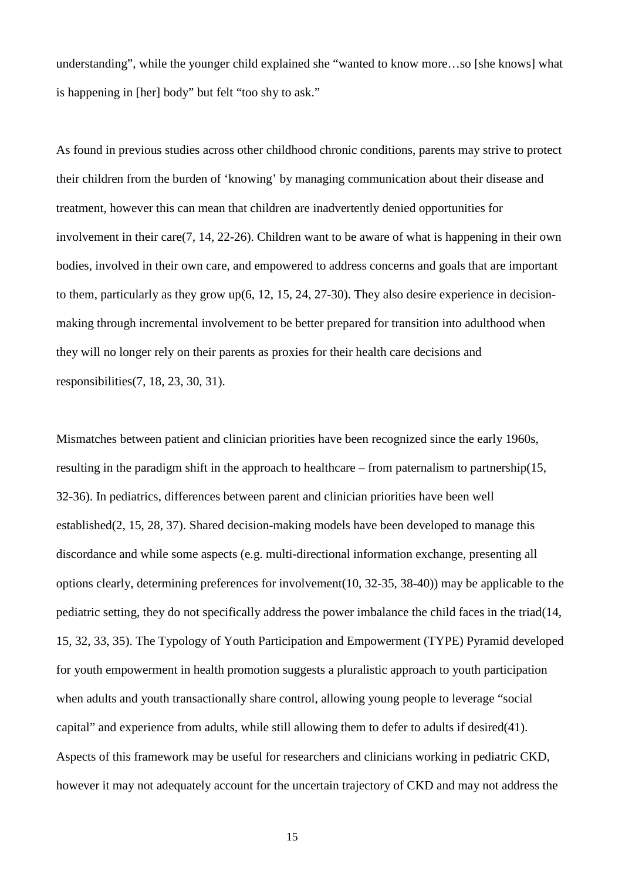understanding", while the younger child explained she "wanted to know more…so [she knows] what is happening in [her] body" but felt "too shy to ask."

As found in previous studies across other childhood chronic conditions, parents may strive to protect their children from the burden of 'knowing' by managing communication about their disease and treatment, however this can mean that children are inadvertently denied opportunities for involvement in their care(7, 14, 22-26). Children want to be aware of what is happening in their own bodies, involved in their own care, and empowered to address concerns and goals that are important to them, particularly as they grow up(6, 12, 15, 24, 27-30). They also desire experience in decision-making through incremental involvement to be better prepared for transition into adulthood when they will no longer rely on their parents as proxies for their health care decisions and responsibilities(7, 18, 23, 30, 31).

Mismatches between patient and clinician priorities have been recognized since the early 1960s, resulting in the paradigm shift in the approach to healthcare – from paternalism to partnership(15, 32-36). In pediatrics, differences between parent and clinician priorities have been well established(2, 15, 28, 37). Shared decision-making models have been developed to manage this discordance and while some aspects (e.g. multi-directional information exchange, presenting all options clearly, determining preferences for involvement(10, 32-35, 38-40)) may be applicable to the pediatric setting, they do not specifically address the power imbalance the child faces in the triad(14, 15, 32, 33, 35). The Typology of Youth Participation and Empowerment (TYPE) Pyramid developed for youth empowerment in health promotion suggests a pluralistic approach to youth participation when adults and youth transactionally share control, allowing young people to leverage "social capital" and experience from adults, while still allowing them to defer to adults if desired(41). Aspects of this framework may be useful for researchers and clinicians working in pediatric CKD, however it may not adequately account for the uncertain trajectory of CKD and may not address the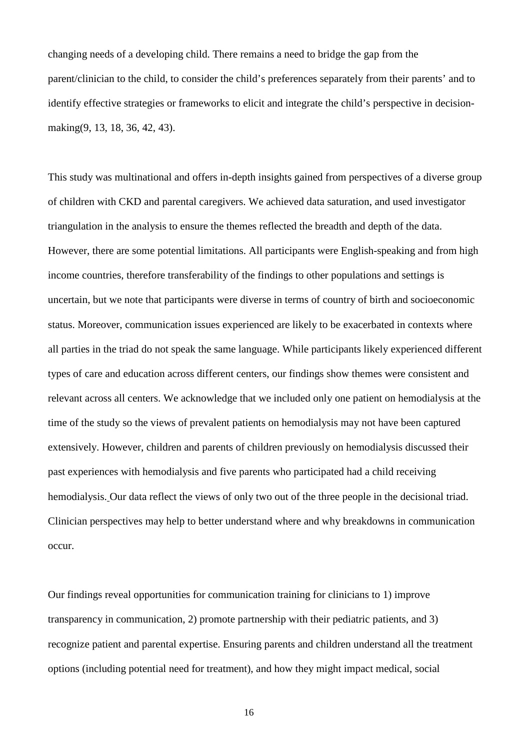changing needs of a developing child. There remains a need to bridge the gap from the parent/clinician to the child, to consider the child's preferences separately from their parents' and to identify effective strategies or frameworks to elicit and integrate the child's perspective in decision-making(9, 13, 18, 36, 42, 43).

This study was multinational and offers in-depth insights gained from perspectives of a diverse group of children with CKD and parental caregivers. We achieved data saturation, and used investigator triangulation in the analysis to ensure the themes reflected the breadth and depth of the data. However, there are some potential limitations. All participants were English-speaking and from high income countries, therefore transferability of the findings to other populations and settings is uncertain, but we note that participants were diverse in terms of country of birth and socioeconomic status. Moreover, communication issues experienced are likely to be exacerbated in contexts where all parties in the triad do not speak the same language. While participants likely experienced different types of care and education across different centers, our findings show themes were consistent and relevant across all centers. We acknowledge that we included only one patient on hemodialysis at the time of the study so the views of prevalent patients on hemodialysis may not have been captured extensively. However, children and parents of children previously on hemodialysis discussed their past experiences with hemodialysis and five parents who participated had a child receiving hemodialysis. Our data reflect the views of only two out of the three people in the decisional triad. Clinician perspectives may help to better understand where and why breakdowns in communication occur.

Our findings reveal opportunities for communication training for clinicians to 1) improve transparency in communication, 2) promote partnership with their pediatric patients, and 3) recognize patient and parental expertise. Ensuring parents and children understand all the treatment options (including potential need for treatment), and how they might impact medical, social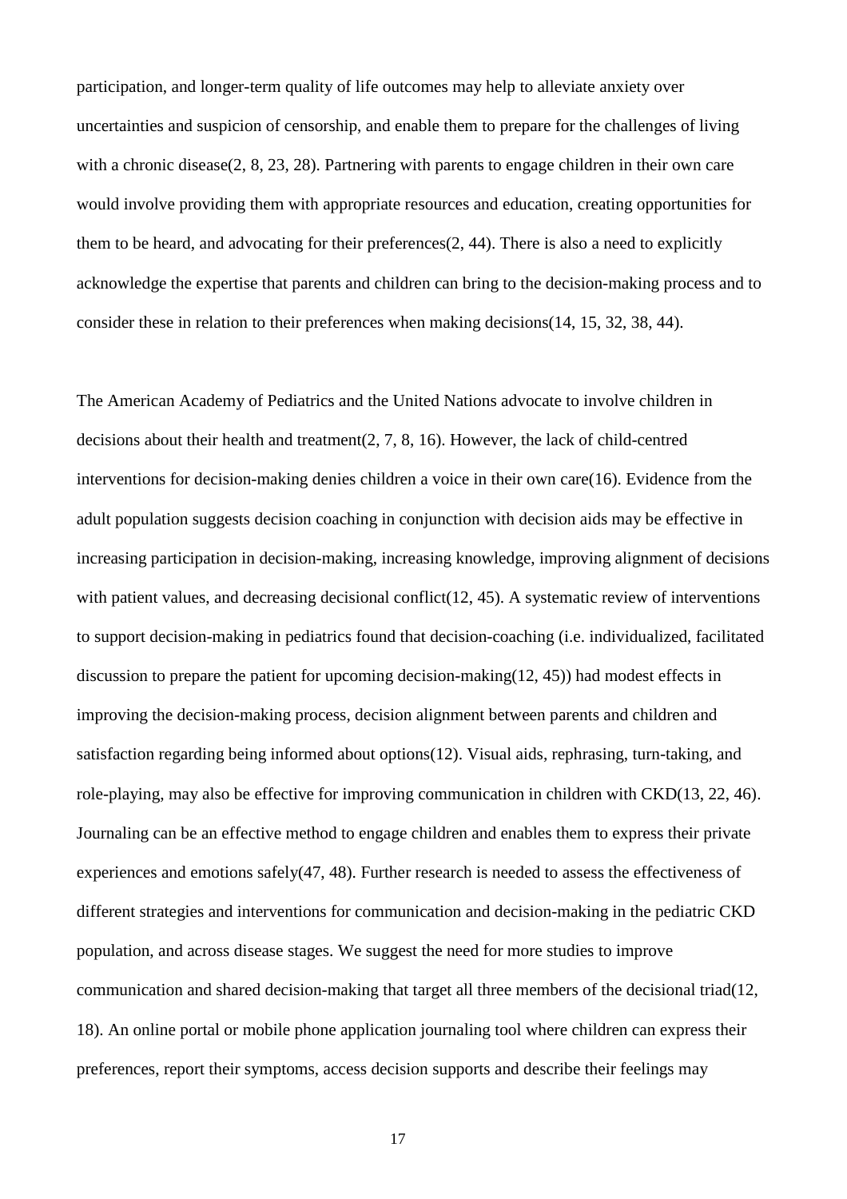participation, and longer-term quality of life outcomes may help to alleviate anxiety over uncertainties and suspicion of censorship, and enable them to prepare for the challenges of living with a chronic disease(2, 8, 23, 28). Partnering with parents to engage children in their own care would involve providing them with appropriate resources and education, creating opportunities for them to be heard, and advocating for their preferences(2, 44). There is also a need to explicitly acknowledge the expertise that parents and children can bring to the decision-making process and to consider these in relation to their preferences when making decisions(14, 15, 32, 38, 44).

The American Academy of Pediatrics and the United Nations advocate to involve children in decisions about their health and treatment(2, 7, 8, 16). However, the lack of child-centred interventions for decision-making denies children a voice in their own care(16). Evidence from the adult population suggests decision coaching in conjunction with decision aids may be effective in increasing participation in decision-making, increasing knowledge, improving alignment of decisions with patient values, and decreasing decisional conflict(12, 45). A systematic review of interventions to support decision-making in pediatrics found that decision-coaching (i.e. individualized, facilitated discussion to prepare the patient for upcoming decision-making(12, 45)) had modest effects in improving the decision-making process, decision alignment between parents and children and satisfaction regarding being informed about options(12). Visual aids, rephrasing, turn-taking, and role-playing, may also be effective for improving communication in children with CKD(13, 22, 46). Journaling can be an effective method to engage children and enables them to express their private experiences and emotions safely(47, 48). Further research is needed to assess the effectiveness of different strategies and interventions for communication and decision-making in the pediatric CKD population, and across disease stages. We suggest the need for more studies to improve communication and shared decision-making that target all three members of the decisional triad(12, 18). An online portal or mobile phone application journaling tool where children can express their preferences, report their symptoms, access decision supports and describe their feelings may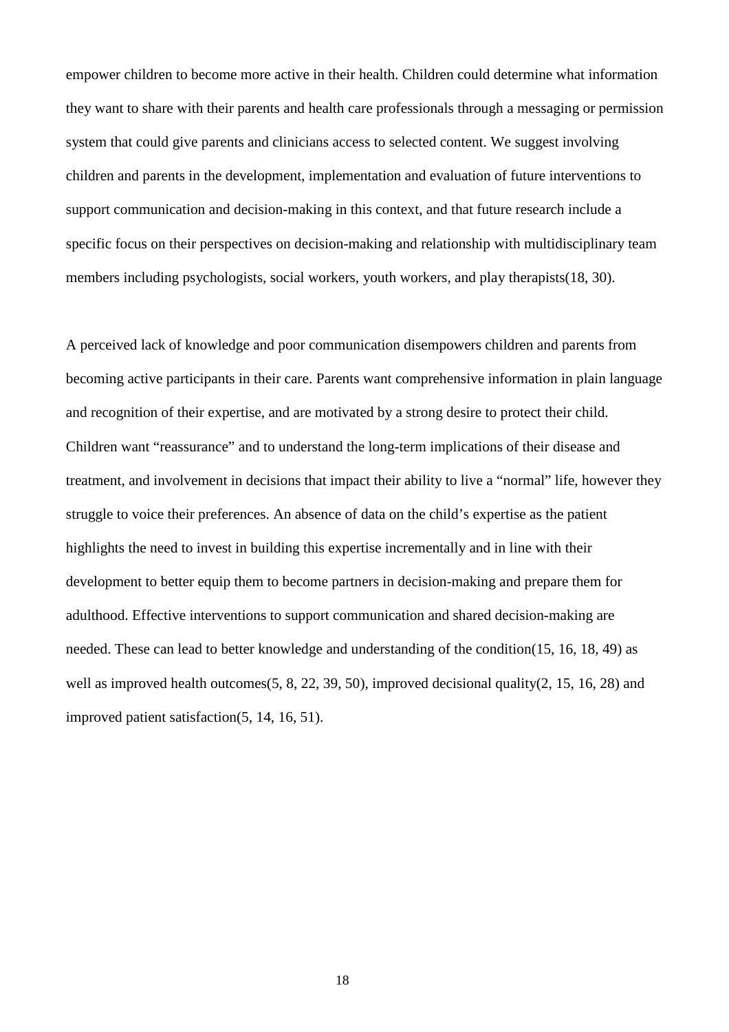empower children to become more active in their health. Children could determine what information they want to share with their parents and health care professionals through a messaging or permission system that could give parents and clinicians access to selected content. We suggest involving children and parents in the development, implementation and evaluation of future interventions to support communication and decision-making in this context, and that future research include a specific focus on their perspectives on decision-making and relationship with multidisciplinary team members including psychologists, social workers, youth workers, and play therapists(18, 30).

A perceived lack of knowledge and poor communication disempowers children and parents from becoming active participants in their care. Parents want comprehensive information in plain language and recognition of their expertise, and are motivated by a strong desire to protect their child. Children want "reassurance" and to understand the long-term implications of their disease and treatment, and involvement in decisions that impact their ability to live a "normal" life, however they struggle to voice their preferences. An absence of data on the child's expertise as the patient highlights the need to invest in building this expertise incrementally and in line with their development to better equip them to become partners in decision-making and prepare them for adulthood. Effective interventions to support communication and shared decision-making are needed. These can lead to better knowledge and understanding of the condition(15, 16, 18, 49) as well as improved health outcomes(5, 8, 22, 39, 50), improved decisional quality(2, 15, 16, 28) and improved patient satisfaction(5, 14, 16, 51).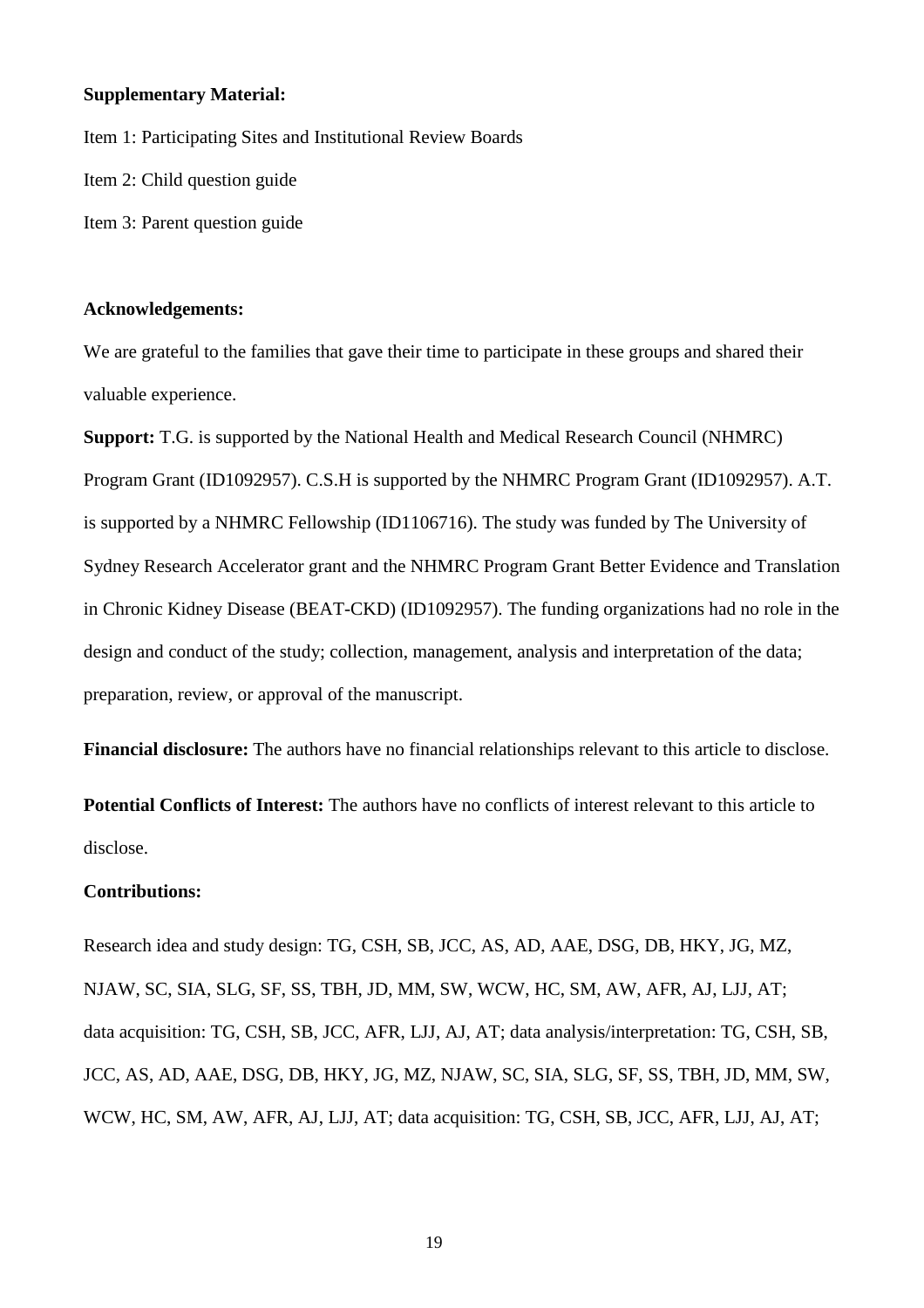**Supplementary Material:**

Item 1: Participating Sites and Institutional Review Boards

Item 2: Child question guide

Item 3: Parent question guide

**Acknowledgements:**

We are grateful to the families that gave their time to participate in these groups and shared their valuable experience.

**Support:** T.G. is supported by the National Health and Medical Research Council (NHMRC) Program Grant (ID1092957). C.S.H is supported by the NHMRC Program Grant (ID1092957). A.T. is supported by a NHMRC Fellowship (ID1106716). The study was funded by The University of Sydney Research Accelerator grant and the NHMRC Program Grant Better Evidence and Translation in Chronic Kidney Disease (BEAT-CKD) (ID1092957). The funding organizations had no role in the design and conduct of the study; collection, management, analysis and interpretation of the data; preparation, review, or approval of the manuscript.

**Financial disclosure:** The authors have no financial relationships relevant to this article to disclose.

**Potential Conflicts of Interest:** The authors have no conflicts of interest relevant to this article to disclose.

**Contributions:**

Research idea and study design: TG, CSH, SB, JCC, AS, AD, AAE, DSG, DB, HKY, JG, MZ, NJAW, SC, SIA, SLG, SF, SS, TBH, JD, MM, SW, WCW, HC, SM, AW, AFR, AJ, LJJ, AT; data acquisition: TG, CSH, SB, JCC, AFR, LJJ, AJ, AT; data analysis/interpretation: TG, CSH, SB, JCC, AS, AD, AAE, DSG, DB, HKY, JG, MZ, NJAW, SC, SIA, SLG, SF, SS, TBH, JD, MM, SW, WCW, HC, SM, AW, AFR, AJ, LJJ, AT; data acquisition: TG, CSH, SB, JCC, AFR, LJJ, AJ, AT;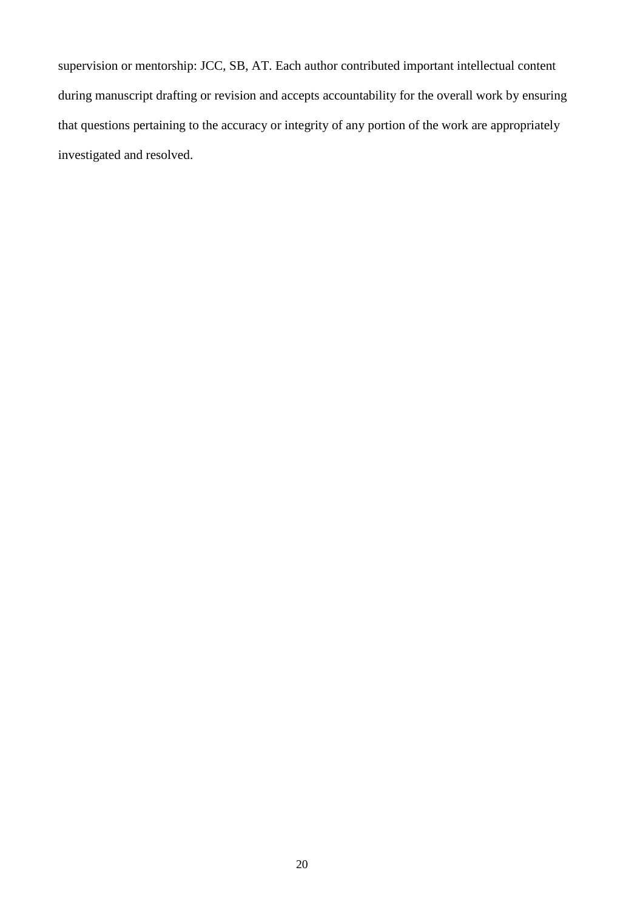supervision or mentorship: JCC, SB, AT. Each author contributed important intellectual content during manuscript drafting or revision and accepts accountability for the overall work by ensuring that questions pertaining to the accuracy or integrity of any portion of the work are appropriately investigated and resolved.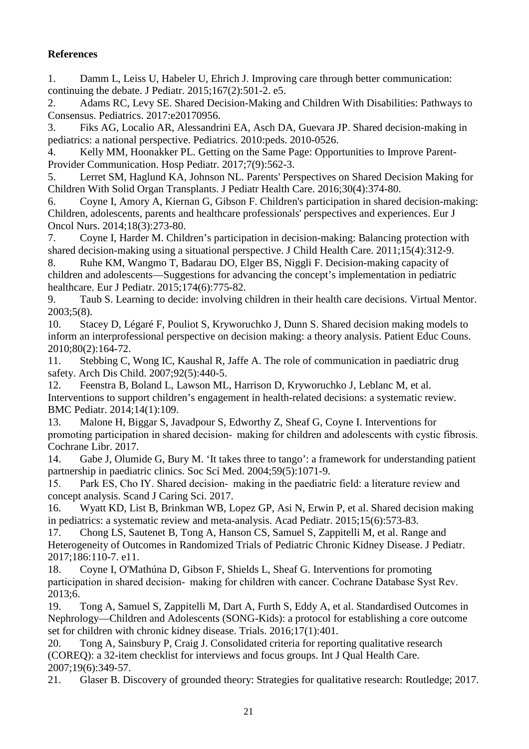**References**

1. Damm L, Leiss U, Habeler U, Ehrich J. Improving care through better communication: continuing the debate. J Pediatr. 2015;167(2):501-2. e5.
2. Adams RC, Levy SE. Shared Decision-Making and Children With Disabilities: Pathways to Consensus. Pediatrics. 2017:e20170956.
3. Fiks AG, Localio AR, Alessandrini EA, Asch DA, Guevara JP. Shared decision-making in pediatrics: a national perspective. Pediatrics. 2010:peds. 2010-0526.
4. Kelly MM, Hoonakker PL. Getting on the Same Page: Opportunities to Improve Parent-Provider Communication. Hosp Pediatr. 2017;7(9):562-3.
5. Lerret SM, Haglund KA, Johnson NL. Parents' Perspectives on Shared Decision Making for Children With Solid Organ Transplants. J Pediatr Health Care. 2016;30(4):374-80.
6. Coyne I, Amory A, Kiernan G, Gibson F. Children's participation in shared decision-making: Children, adolescents, parents and healthcare professionals' perspectives and experiences. Eur J Oncol Nurs. 2014;18(3):273-80.
7. Coyne I, Harder M. Children's participation in decision-making: Balancing protection with shared decision-making using a situational perspective. J Child Health Care. 2011;15(4):312-9.
8. Ruhe KM, Wangmo T, Badarau DO, Elger BS, Niggli F. Decision-making capacity of children and adolescents—Suggestions for advancing the concept's implementation in pediatric healthcare. Eur J Pediatr. 2015;174(6):775-82.
9. Taub S. Learning to decide: involving children in their health care decisions. Virtual Mentor. 2003;5(8).
10. Stacey D, Légaré F, Pouliot S, Kryworuchko J, Dunn S. Shared decision making models to inform an interprofessional perspective on decision making: a theory analysis. Patient Educ Couns. 2010;80(2):164-72.
11. Stebbing C, Wong IC, Kaushal R, Jaffe A. The role of communication in paediatric drug safety. Arch Dis Child. 2007;92(5):440-5.
12. Feenstra B, Boland L, Lawson ML, Harrison D, Kryworuchko J, Leblanc M, et al. Interventions to support children's engagement in health-related decisions: a systematic review. BMC Pediatr. 2014;14(1):109.
13. Malone H, Biggar S, Javadpour S, Edworthy Z, Sheaf G, Coyne I. Interventions for promoting participation in shared decision- making for children and adolescents with cystic fibrosis. Cochrane Libr. 2017.
14. Gabe J, Olumide G, Bury M. 'It takes three to tango': a framework for understanding patient partnership in paediatric clinics. Soc Sci Med. 2004;59(5):1071-9.
15. Park ES, Cho IY. Shared decision- making in the paediatric field: a literature review and concept analysis. Scand J Caring Sci. 2017.
16. Wyatt KD, List B, Brinkman WB, Lopez GP, Asi N, Erwin P, et al. Shared decision making in pediatrics: a systematic review and meta-analysis. Acad Pediatr. 2015;15(6):573-83.
17. Chong LS, Sautenet B, Tong A, Hanson CS, Samuel S, Zappitelli M, et al. Range and Heterogeneity of Outcomes in Randomized Trials of Pediatric Chronic Kidney Disease. J Pediatr. 2017;186:110-7. e11.
18. Coyne I, O'Mathúna D, Gibson F, Shields L, Sheaf G. Interventions for promoting participation in shared decision- making for children with cancer. Cochrane Database Syst Rev. 2013;6.
19. Tong A, Samuel S, Zappitelli M, Dart A, Furth S, Eddy A, et al. Standardised Outcomes in Nephrology—Children and Adolescents (SONG-Kids): a protocol for establishing a core outcome set for children with chronic kidney disease. Trials. 2016;17(1):401.
20. Tong A, Sainsbury P, Craig J. Consolidated criteria for reporting qualitative research (COREQ): a 32-item checklist for interviews and focus groups. Int J Qual Health Care. 2007;19(6):349-57.
21. Glaser B. Discovery of grounded theory: Strategies for qualitative research: Routledge; 2017.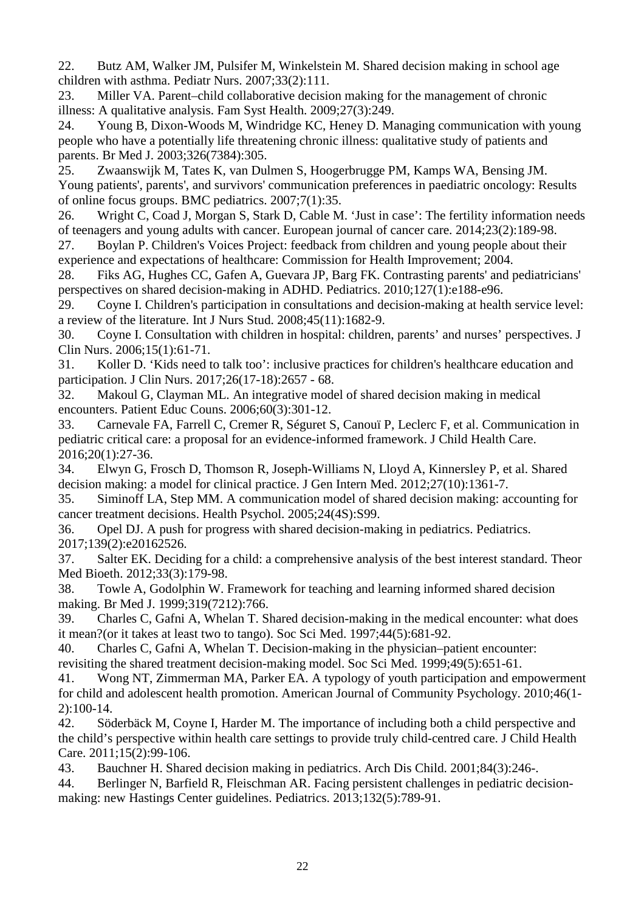22. Butz AM, Walker JM, Pulsifer M, Winkelstein M. Shared decision making in school age children with asthma. Pediatr Nurs. 2007;33(2):111.
23. Miller VA. Parent–child collaborative decision making for the management of chronic illness: A qualitative analysis. Fam Syst Health. 2009;27(3):249.
24. Young B, Dixon-Woods M, Windridge KC, Heney D. Managing communication with young people who have a potentially life threatening chronic illness: qualitative study of patients and parents. Br Med J. 2003;326(7384):305.
25. Zwaanswijk M, Tates K, van Dulmen S, Hoogerbrugge PM, Kamps WA, Bensing JM. Young patients', parents', and survivors' communication preferences in paediatric oncology: Results of online focus groups. BMC pediatrics. 2007;7(1):35.
26. Wright C, Coad J, Morgan S, Stark D, Cable M. 'Just in case': The fertility information needs of teenagers and young adults with cancer. European journal of cancer care. 2014;23(2):189-98.
27. Boylan P. Children's Voices Project: feedback from children and young people about their experience and expectations of healthcare: Commission for Health Improvement; 2004.
28. Fiks AG, Hughes CC, Gafen A, Guevara JP, Barg FK. Contrasting parents' and pediatricians' perspectives on shared decision-making in ADHD. Pediatrics. 2010;127(1):e188-e96.
29. Coyne I. Children's participation in consultations and decision-making at health service level: a review of the literature. Int J Nurs Stud. 2008;45(11):1682-9.
30. Coyne I. Consultation with children in hospital: children, parents' and nurses' perspectives. J Clin Nurs. 2006;15(1):61-71.
31. Koller D. 'Kids need to talk too': inclusive practices for children's healthcare education and participation. J Clin Nurs. 2017;26(17-18):2657 - 68.
32. Makoul G, Clayman ML. An integrative model of shared decision making in medical encounters. Patient Educ Couns. 2006;60(3):301-12.
33. Carnevale FA, Farrell C, Cremer R, Séguret S, Canouï P, Leclerc F, et al. Communication in pediatric critical care: a proposal for an evidence-informed framework. J Child Health Care. 2016;20(1):27-36.
34. Elwyn G, Frosch D, Thomson R, Joseph-Williams N, Lloyd A, Kinnersley P, et al. Shared decision making: a model for clinical practice. J Gen Intern Med. 2012;27(10):1361-7.
35. Siminoff LA, Step MM. A communication model of shared decision making: accounting for cancer treatment decisions. Health Psychol. 2005;24(4S):S99.
36. Opel DJ. A push for progress with shared decision-making in pediatrics. Pediatrics. 2017;139(2):e20162526.
37. Salter EK. Deciding for a child: a comprehensive analysis of the best interest standard. Theor Med Bioeth. 2012;33(3):179-98.
38. Towle A, Godolphin W. Framework for teaching and learning informed shared decision making. Br Med J. 1999;319(7212):766.
39. Charles C, Gafni A, Whelan T. Shared decision-making in the medical encounter: what does it mean?(or it takes at least two to tango). Soc Sci Med. 1997;44(5):681-92.
40. Charles C, Gafni A, Whelan T. Decision-making in the physician–patient encounter: revisiting the shared treatment decision-making model. Soc Sci Med. 1999;49(5):651-61.
41. Wong NT, Zimmerman MA, Parker EA. A typology of youth participation and empowerment for child and adolescent health promotion. American Journal of Community Psychology. 2010;46(1-2):100-14.
42. Söderbäck M, Coyne I, Harder M. The importance of including both a child perspective and the child's perspective within health care settings to provide truly child-centred care. J Child Health Care. 2011;15(2):99-106.
43. Bauchner H. Shared decision making in pediatrics. Arch Dis Child. 2001;84(3):246-.
44. Berlinger N, Barfield R, Fleischman AR. Facing persistent challenges in pediatric decision-making: new Hastings Center guidelines. Pediatrics. 2013;132(5):789-91.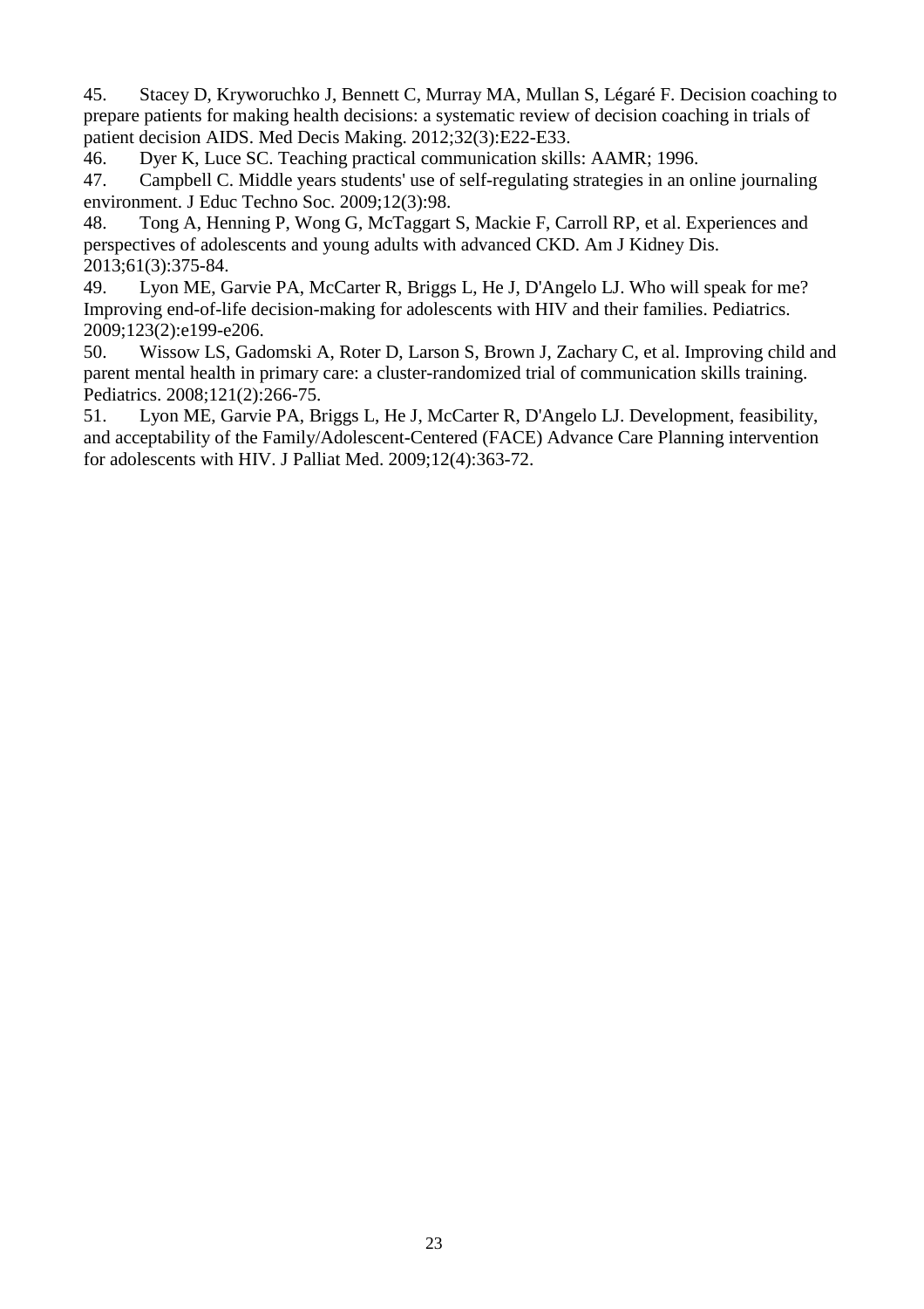45. Stacey D, Kryworuchko J, Bennett C, Murray MA, Mullan S, Légaré F. Decision coaching to prepare patients for making health decisions: a systematic review of decision coaching in trials of patient decision AIDS. Med Decis Making. 2012;32(3):E22-E33.

46. Dyer K, Luce SC. Teaching practical communication skills: AAMR; 1996.

47. Campbell C. Middle years students' use of self-regulating strategies in an online journaling environment. J Educ Techno Soc. 2009;12(3):98.

48. Tong A, Henning P, Wong G, McTaggart S, Mackie F, Carroll RP, et al. Experiences and perspectives of adolescents and young adults with advanced CKD. Am J Kidney Dis. 2013;61(3):375-84.

49. Lyon ME, Garvie PA, McCarter R, Briggs L, He J, D'Angelo LJ. Who will speak for me? Improving end-of-life decision-making for adolescents with HIV and their families. Pediatrics. 2009;123(2):e199-e206.

50. Wissow LS, Gadomski A, Roter D, Larson S, Brown J, Zachary C, et al. Improving child and parent mental health in primary care: a cluster-randomized trial of communication skills training. Pediatrics. 2008;121(2):266-75.

51. Lyon ME, Garvie PA, Briggs L, He J, McCarter R, D'Angelo LJ. Development, feasibility, and acceptability of the Family/Adolescent-Centered (FACE) Advance Care Planning intervention for adolescents with HIV. J Palliat Med. 2009;12(4):363-72.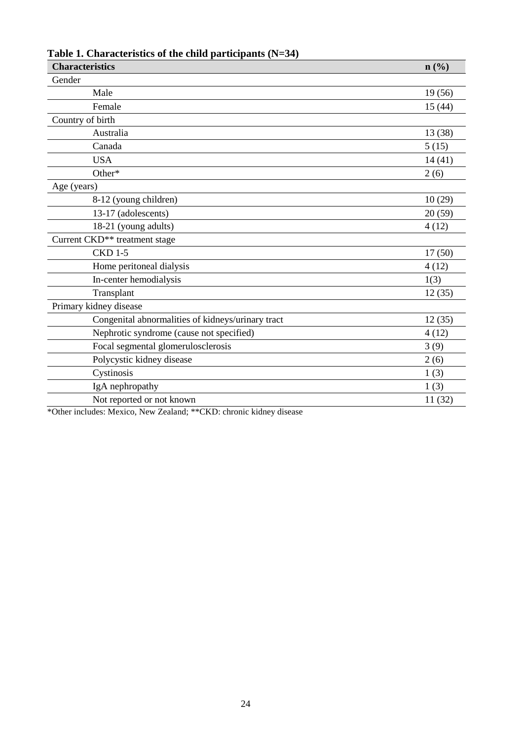**Table 1. Characteristics of the child participants (N=34)**

| Characteristics | n (%) |
|---|---|
| Gender | |
| Male | 19 (56) |
| Female | 15 (44) |
| Country of birth | |
| Australia | 13 (38) |
| Canada | 5 (15) |
| USA | 14 (41) |
| Other* | 2 (6) |
| Age (years) | |
| 8-12 (young children) | 10 (29) |
| 13-17 (adolescents) | 20 (59) |
| 18-21 (young adults) | 4 (12) |
| Current CKD** treatment stage | |
| CKD 1-5 | 17 (50) |
| Home peritoneal dialysis | 4 (12) |
| In-center hemodialysis | 1(3) |
| Transplant | 12 (35) |
| Primary kidney disease | |
| Congenital abnormalities of kidneys/urinary tract | 12 (35) |
| Nephrotic syndrome (cause not specified) | 4 (12) |
| Focal segmental glomerulosclerosis | 3 (9) |
| Polycystic kidney disease | 2 (6) |
| Cystinosis | 1 (3) |
| IgA nephropathy | 1 (3) |
| Not reported or not known | 11 (32) |

*Other includes: Mexico, New Zealand; **CKD: chronic kidney disease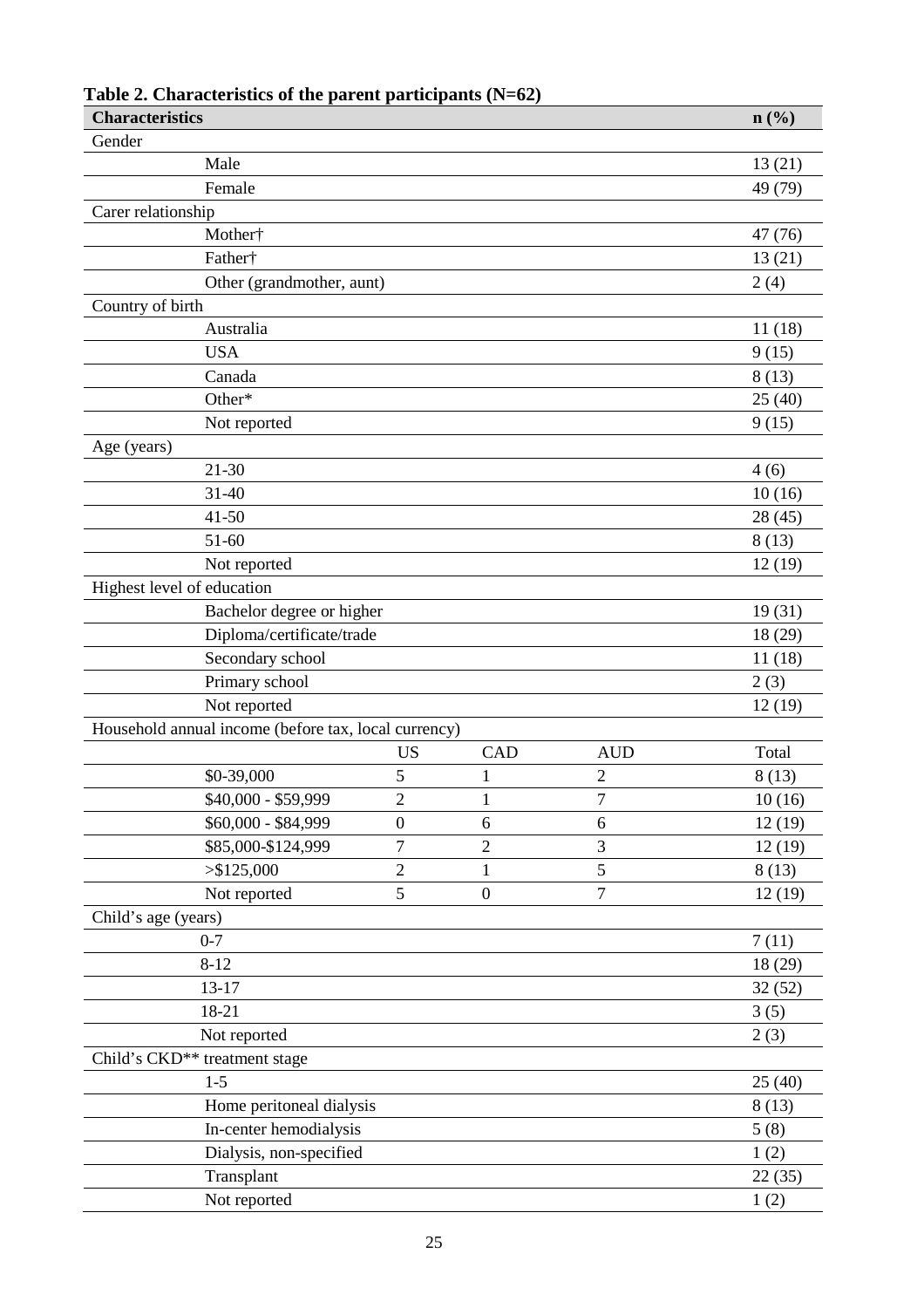**Table 2. Characteristics of the parent participants (N=62)**

| Characteristics | | | | n (%) |
|---|---|---|---|---|
| Gender | | | | |
| Male | | | | 13 (21) |
| Female | | | | 49 (79) |
| Carer relationship | | | | |
| Mother† | | | | 47 (76) |
| Father† | | | | 13 (21) |
| Other (grandmother, aunt) | | | | 2 (4) |
| Country of birth | | | | |
| Australia | | | | 11 (18) |
| USA | | | | 9 (15) |
| Canada | | | | 8 (13) |
| Other* | | | | 25 (40) |
| Not reported | | | | 9 (15) |
| Age (years) | | | | |
| 21-30 | | | | 4 (6) |
| 31-40 | | | | 10 (16) |
| 41-50 | | | | 28 (45) |
| 51-60 | | | | 8 (13) |
| Not reported | | | | 12 (19) |
| Highest level of education | | | | |
| Bachelor degree or higher | | | | 19 (31) |
| Diploma/certificate/trade | | | | 18 (29) |
| Secondary school | | | | 11 (18) |
| Primary school | | | | 2 (3) |
| Not reported | | | | 12 (19) |
| Household annual income (before tax, local currency) | | | | |
| | US | CAD | AUD | Total |
| $0-39,000 | 5 | 1 | 2 | 8 (13) |
| $40,000 - $59,999 | 2 | 1 | 7 | 10 (16) |
| $60,000 - $84,999 | 0 | 6 | 6 | 12 (19) |
| $85,000-$124,999 | 7 | 2 | 3 | 12 (19) |
| >$125,000 | 2 | 1 | 5 | 8 (13) |
| Not reported | 5 | 0 | 7 | 12 (19) |
| Child's age (years) | | | | |
| 0-7 | | | | 7 (11) |
| 8-12 | | | | 18 (29) |
| 13-17 | | | | 32 (52) |
| 18-21 | | | | 3 (5) |
| Not reported | | | | 2 (3) |
| Child's CKD** treatment stage | | | | |
| 1-5 | | | | 25 (40) |
| Home peritoneal dialysis | | | | 8 (13) |
| In-center hemodialysis | | | | 5 (8) |
| Dialysis, non-specified | | | | 1 (2) |
| Transplant | | | | 22 (35) |
| Not reported | | | | 1 (2) |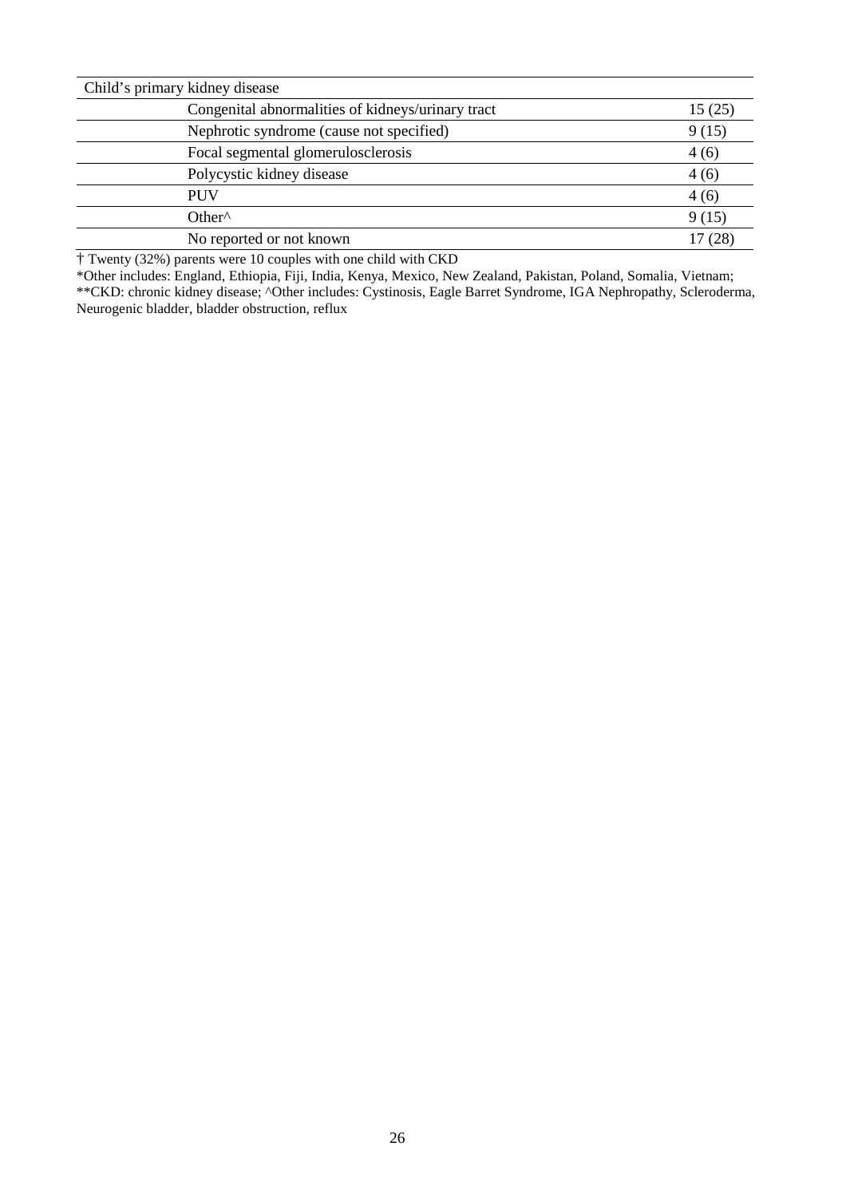| Child's primary kidney disease | |
|---|---|
| Congenital abnormalities of kidneys/urinary tract | 15 (25) |
| Nephrotic syndrome (cause not specified) | 9 (15) |
| Focal segmental glomerulosclerosis | 4 (6) |
| Polycystic kidney disease | 4 (6) |
| PUV | 4 (6) |
| Other^ | 9 (15) |
| No reported or not known | 17 (28) |

† Twenty (32%) parents were 10 couples with one child with CKD

*Other includes: England, Ethiopia, Fiji, India, Kenya, Mexico, New Zealand, Pakistan, Poland, Somalia, Vietnam;

**CKD: chronic kidney disease; ^Other includes: Cystinosis, Eagle Barret Syndrome, IGA Nephropathy, Scleroderma, Neurogenic bladder, bladder obstruction, reflux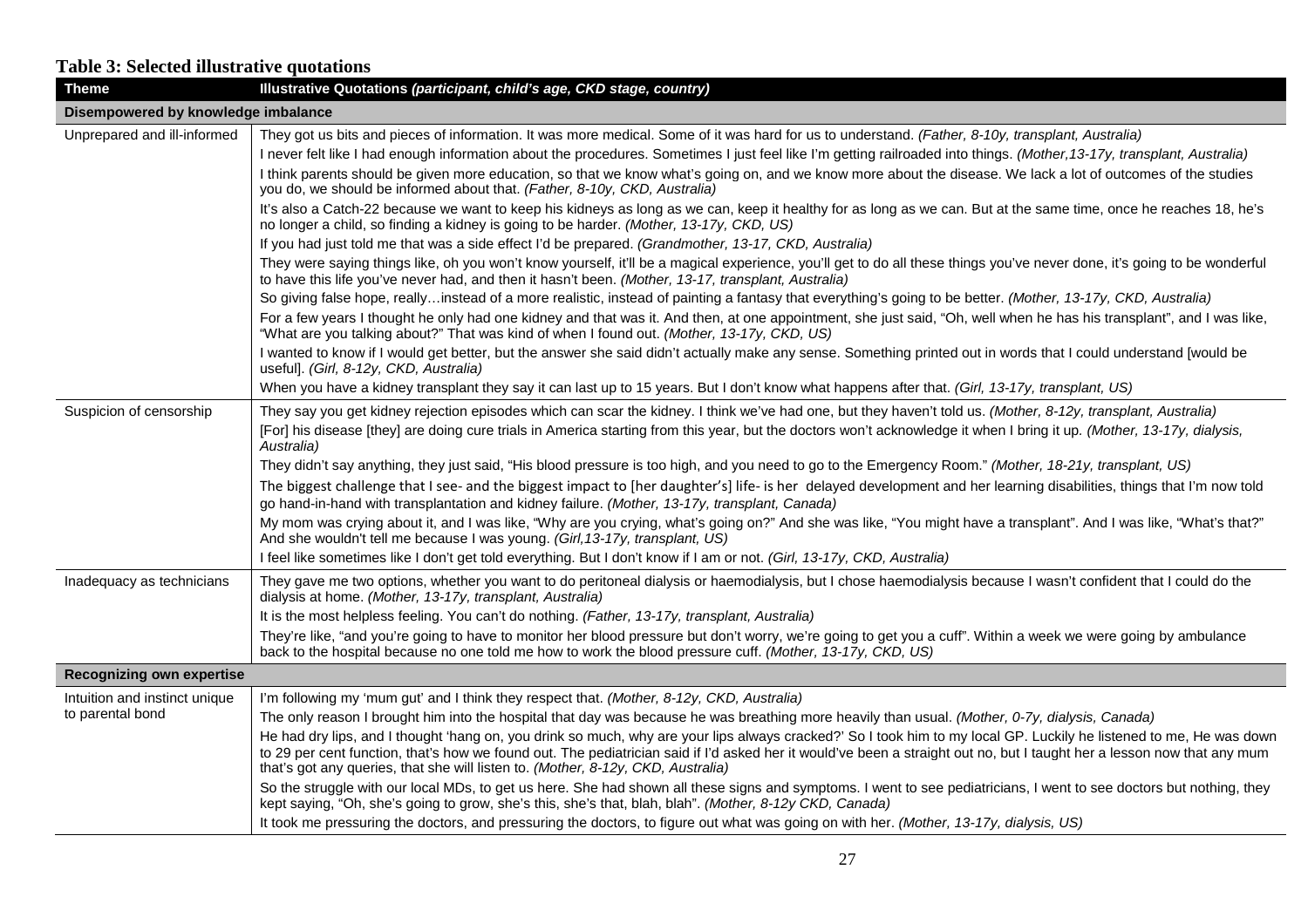**Table 3: Selected illustrative quotations**

| Theme | Illustrative Quotations *(participant, child's age, CKD stage, country)* |
|---|---|
| **Disempowered by knowledge imbalance** | |
| Unprepared and ill-informed | They got us bits and pieces of information. It was more medical. Some of it was hard for us to understand. *(Father, 8-10y, transplant, Australia)* |
| | I never felt like I had enough information about the procedures. Sometimes I just feel like I'm getting railroaded into things. *(Mother,13-17y, transplant, Australia)* |
| | I think parents should be given more education, so that we know what's going on, and we know more about the disease. We lack a lot of outcomes of the studies you do, we should be informed about that. *(Father, 8-10y, CKD, Australia)* |
| | It's also a Catch-22 because we want to keep his kidneys as long as we can, keep it healthy for as long as we can. But at the same time, once he reaches 18, he's no longer a child, so finding a kidney is going to be harder. *(Mother, 13-17y, CKD, US)* |
| | If you had just told me that was a side effect I'd be prepared. *(Grandmother, 13-17, CKD, Australia)* |
| | They were saying things like, oh you won't know yourself, it'll be a magical experience, you'll get to do all these things you've never done, it's going to be wonderful to have this life you've never had, and then it hasn't been. *(Mother, 13-17, transplant, Australia)* |
| | So giving false hope, really…instead of a more realistic, instead of painting a fantasy that everything's going to be better. *(Mother, 13-17y, CKD, Australia)* |
| | For a few years I thought he only had one kidney and that was it. And then, at one appointment, she just said, "Oh, well when he has his transplant", and I was like, "What are you talking about?" That was kind of when I found out. *(Mother, 13-17y, CKD, US)* |
| | I wanted to know if I would get better, but the answer she said didn't actually make any sense. Something printed out in words that I could understand [would be useful]. *(Girl, 8-12y, CKD, Australia)* |
| | When you have a kidney transplant they say it can last up to 15 years. But I don't know what happens after that. *(Girl, 13-17y, transplant, US)* |
| Suspicion of censorship | They say you get kidney rejection episodes which can scar the kidney. I think we've had one, but they haven't told us. *(Mother, 8-12y, transplant, Australia)* |
| | [For] his disease [they] are doing cure trials in America starting from this year, but the doctors won't acknowledge it when I bring it up. *(Mother, 13-17y, dialysis, Australia)* |
| | They didn't say anything, they just said, "His blood pressure is too high, and you need to go to the Emergency Room." *(Mother, 18-21y, transplant, US)* |
| | The biggest challenge that I see- and the biggest impact to [her daughter's] life- is her delayed development and her learning disabilities, things that I'm now told go hand-in-hand with transplantation and kidney failure. *(Mother, 13-17y, transplant, Canada)* |
| | My mom was crying about it, and I was like, "Why are you crying, what's going on?" And she was like, "You might have a transplant". And I was like, "What's that?" And she wouldn't tell me because I was young. *(Girl,13-17y, transplant, US)* |
| | I feel like sometimes like I don't get told everything. But I don't know if I am or not. *(Girl, 13-17y, CKD, Australia)* |
| Inadequacy as technicians | They gave me two options, whether you want to do peritoneal dialysis or haemodialysis, but I chose haemodialysis because I wasn't confident that I could do the dialysis at home. *(Mother, 13-17y, transplant, Australia)* |
| | It is the most helpless feeling. You can't do nothing. *(Father, 13-17y, transplant, Australia)* |
| | They're like, "and you're going to have to monitor her blood pressure but don't worry, we're going to get you a cuff". Within a week we were going by ambulance back to the hospital because no one told me how to work the blood pressure cuff. *(Mother, 13-17y, CKD, US)* |
| **Recognizing own expertise** | |
| Intuition and instinct unique to parental bond | I'm following my 'mum gut' and I think they respect that. *(Mother, 8-12y, CKD, Australia)* |
| | The only reason I brought him into the hospital that day was because he was breathing more heavily than usual. *(Mother, 0-7y, dialysis, Canada)* |
| | He had dry lips, and I thought 'hang on, you drink so much, why are your lips always cracked?' So I took him to my local GP. Luckily he listened to me, He was down to 29 per cent function, that's how we found out. The pediatrician said if I'd asked her it would've been a straight out no, but I taught her a lesson now that any mum that's got any queries, that she will listen to. *(Mother, 8-12y, CKD, Australia)* |
| | So the struggle with our local MDs, to get us here. She had shown all these signs and symptoms. I went to see pediatricians, I went to see doctors but nothing, they kept saying, "Oh, she's going to grow, she's this, she's that, blah, blah". *(Mother, 8-12y CKD, Canada)* |
| | It took me pressuring the doctors, and pressuring the doctors, to figure out what was going on with her. *(Mother, 13-17y, dialysis, US)* |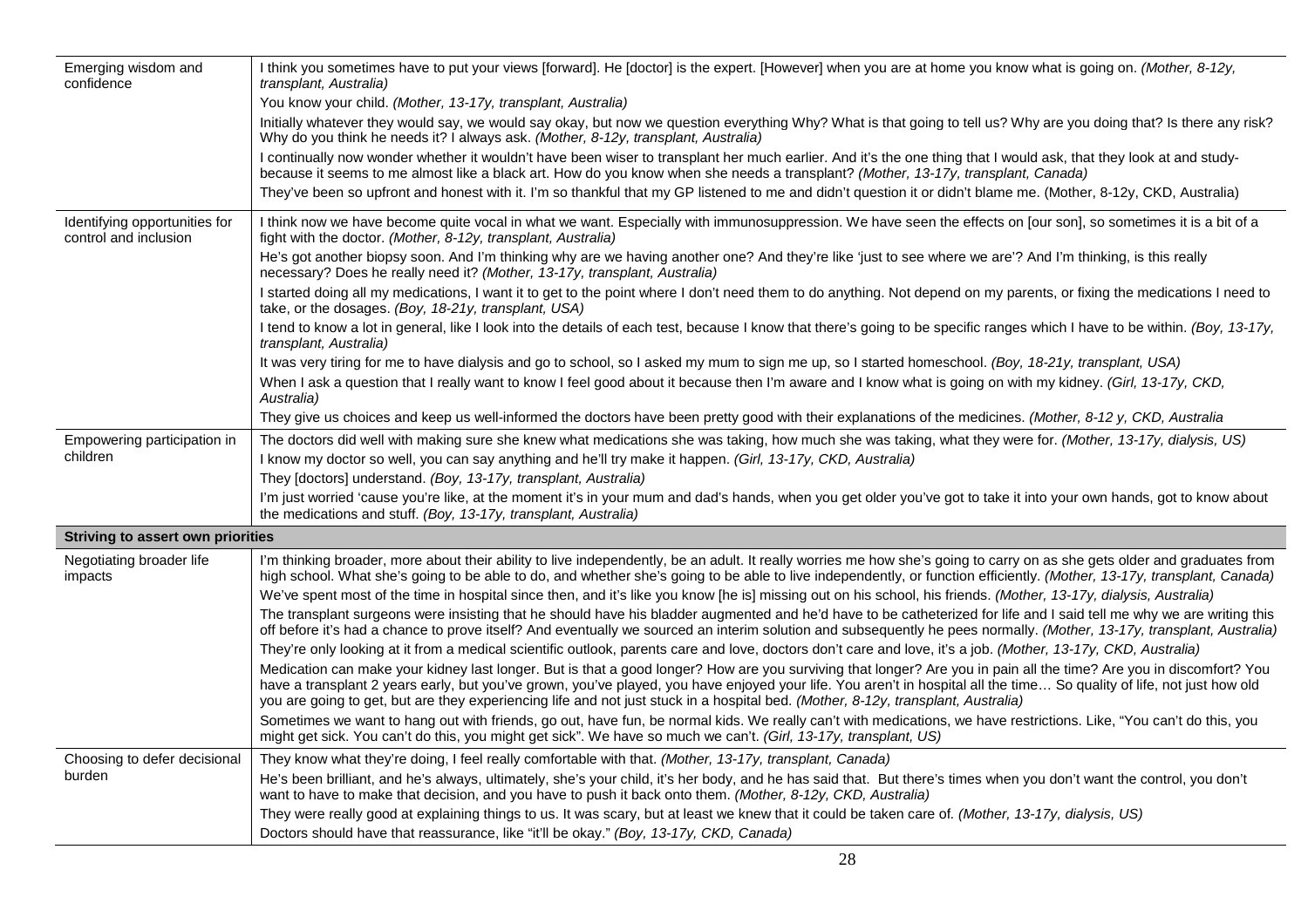| | |
|---|---|
| Emerging wisdom and confidence | I think you sometimes have to put your views [forward]. He [doctor] is the expert. [However] when you are at home you know what is going on. *(Mother, 8-12y, transplant, Australia)* |
| | You know your child. *(Mother, 13-17y, transplant, Australia)* |
| | Initially whatever they would say, we would say okay, but now we question everything Why? What is that going to tell us? Why are you doing that? Is there any risk? Why do you think he needs it? I always ask. *(Mother, 8-12y, transplant, Australia)* |
| | I continually now wonder whether it wouldn't have been wiser to transplant her much earlier. And it's the one thing that I would ask, that they look at and study- because it seems to me almost like a black art. How do you know when she needs a transplant? *(Mother, 13-17y, transplant, Canada)* |
| | They've been so upfront and honest with it. I'm so thankful that my GP listened to me and didn't question it or didn't blame me. (Mother, 8-12y, CKD, Australia) |
| Identifying opportunities for control and inclusion | I think now we have become quite vocal in what we want. Especially with immunosuppression. We have seen the effects on [our son], so sometimes it is a bit of a fight with the doctor. *(Mother, 8-12y, transplant, Australia)* |
| | He's got another biopsy soon. And I'm thinking why are we having another one? And they're like 'just to see where we are'? And I'm thinking, is this really necessary? Does he really need it? *(Mother, 13-17y, transplant, Australia)* |
| | I started doing all my medications, I want it to get to the point where I don't need them to do anything. Not depend on my parents, or fixing the medications I need to take, or the dosages. *(Boy, 18-21y, transplant, USA)* |
| | I tend to know a lot in general, like I look into the details of each test, because I know that there's going to be specific ranges which I have to be within. *(Boy, 13-17y, transplant, Australia)* |
| | It was very tiring for me to have dialysis and go to school, so I asked my mum to sign me up, so I started homeschool. *(Boy, 18-21y, transplant, USA)* |
| | When I ask a question that I really want to know I feel good about it because then I'm aware and I know what is going on with my kidney. *(Girl, 13-17y, CKD, Australia)* |
| | They give us choices and keep us well-informed the doctors have been pretty good with their explanations of the medicines. *(Mother, 8-12 y, CKD, Australia* |
| Empowering participation in children | The doctors did well with making sure she knew what medications she was taking, how much she was taking, what they were for. *(Mother, 13-17y, dialysis, US)* |
| | I know my doctor so well, you can say anything and he'll try make it happen. *(Girl, 13-17y, CKD, Australia)* |
| | They [doctors] understand. *(Boy, 13-17y, transplant, Australia)* |
| | I'm just worried 'cause you're like, at the moment it's in your mum and dad's hands, when you get older you've got to take it into your own hands, got to know about the medications and stuff. *(Boy, 13-17y, transplant, Australia)* |
| **Striving to assert own priorities** | |
| Negotiating broader life impacts | I'm thinking broader, more about their ability to live independently, be an adult. It really worries me how she's going to carry on as she gets older and graduates from high school. What she's going to be able to do, and whether she's going to be able to live independently, or function efficiently. *(Mother, 13-17y, transplant, Canada)* |
| | We've spent most of the time in hospital since then, and it's like you know [he is] missing out on his school, his friends. *(Mother, 13-17y, dialysis, Australia)* |
| | The transplant surgeons were insisting that he should have his bladder augmented and he'd have to be catheterized for life and I said tell me why we are writing this off before it's had a chance to prove itself? And eventually we sourced an interim solution and subsequently he pees normally. *(Mother, 13-17y, transplant, Australia)* |
| | They're only looking at it from a medical scientific outlook, parents care and love, doctors don't care and love, it's a job. *(Mother, 13-17y, CKD, Australia)* |
| | Medication can make your kidney last longer. But is that a good longer? How are you surviving that longer? Are you in pain all the time? Are you in discomfort? You have a transplant 2 years early, but you've grown, you've played, you have enjoyed your life. You aren't in hospital all the time… So quality of life, not just how old you are going to get, but are they experiencing life and not just stuck in a hospital bed. *(Mother, 8-12y, transplant, Australia)* |
| | Sometimes we want to hang out with friends, go out, have fun, be normal kids. We really can't with medications, we have restrictions. Like, "You can't do this, you might get sick. You can't do this, you might get sick". We have so much we can't. *(Girl, 13-17y, transplant, US)* |
| Choosing to defer decisional burden | They know what they're doing, I feel really comfortable with that. *(Mother, 13-17y, transplant, Canada)* |
| | He's been brilliant, and he's always, ultimately, she's your child, it's her body, and he has said that. But there's times when you don't want the control, you don't want to have to make that decision, and you have to push it back onto them. *(Mother, 8-12y, CKD, Australia)* |
| | They were really good at explaining things to us. It was scary, but at least we knew that it could be taken care of. *(Mother, 13-17y, dialysis, US)* |
| | Doctors should have that reassurance, like "it'll be okay." *(Boy, 13-17y, CKD, Canada)* |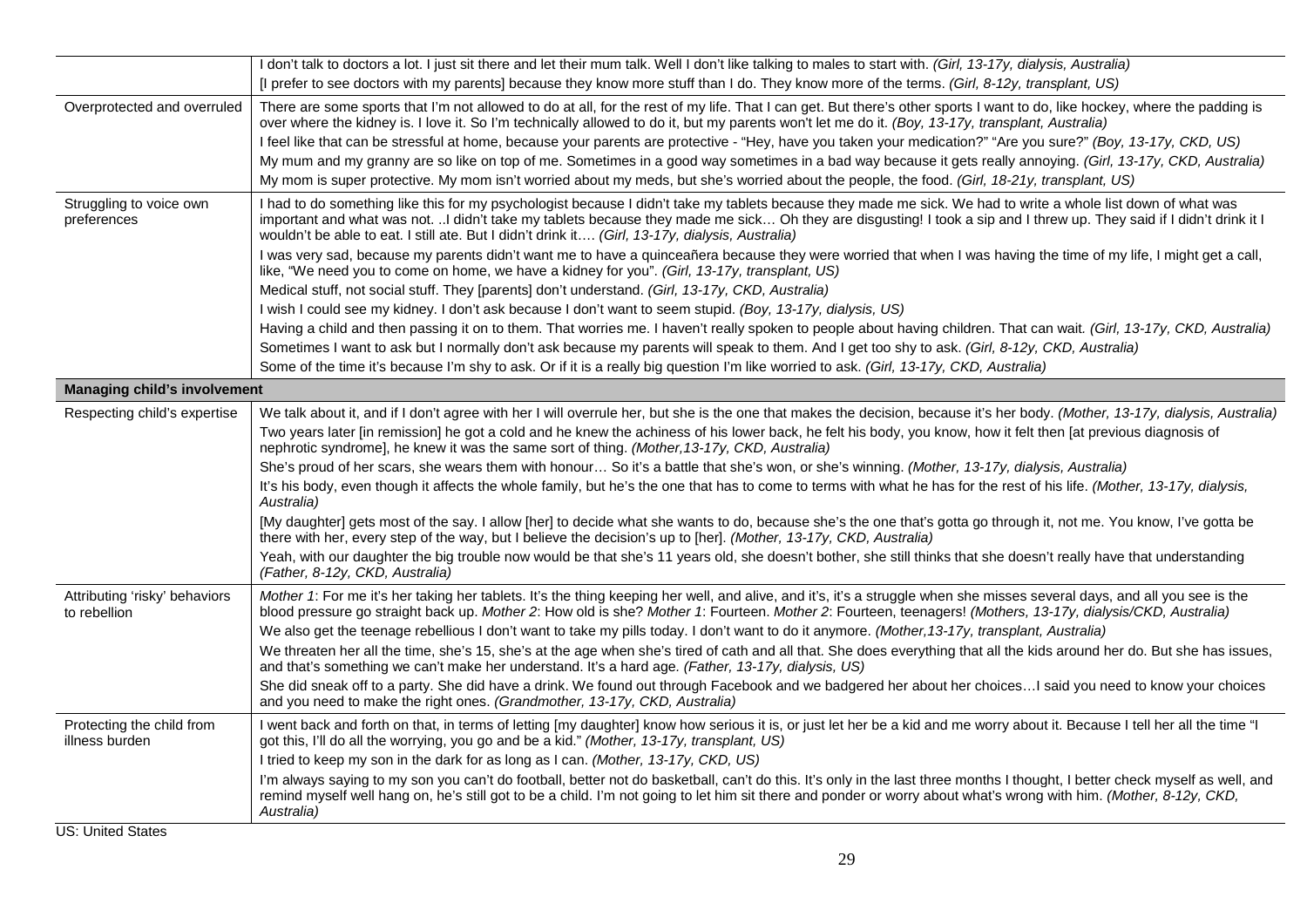| | |
|---|---|
| | I don't talk to doctors a lot. I just sit there and let their mum talk. Well I don't like talking to males to start with. *(Girl, 13-17y, dialysis, Australia)* |
| | [I prefer to see doctors with my parents] because they know more stuff than I do. They know more of the terms. *(Girl, 8-12y, transplant, US)* |
| Overprotected and overruled | There are some sports that I'm not allowed to do at all, for the rest of my life. That I can get. But there's other sports I want to do, like hockey, where the padding is over where the kidney is. I love it. So I'm technically allowed to do it, but my parents won't let me do it. *(Boy, 13-17y, transplant, Australia)* |
| | I feel like that can be stressful at home, because your parents are protective - "Hey, have you taken your medication?" "Are you sure?" *(Boy, 13-17y, CKD, US)* |
| | My mum and my granny are so like on top of me. Sometimes in a good way sometimes in a bad way because it gets really annoying. *(Girl, 13-17y, CKD, Australia)* |
| | My mom is super protective. My mom isn't worried about my meds, but she's worried about the people, the food. *(Girl, 18-21y, transplant, US)* |
| Struggling to voice own preferences | I had to do something like this for my psychologist because I didn't take my tablets because they made me sick. We had to write a whole list down of what was important and what was not. ..I didn't take my tablets because they made me sick… Oh they are disgusting! I took a sip and I threw up. They said if I didn't drink it I wouldn't be able to eat. I still ate. But I didn't drink it…. *(Girl, 13-17y, dialysis, Australia)* |
| | I was very sad, because my parents didn't want me to have a quinceañera because they were worried that when I was having the time of my life, I might get a call, like, "We need you to come on home, we have a kidney for you". *(Girl, 13-17y, transplant, US)* |
| | Medical stuff, not social stuff. They [parents] don't understand. *(Girl, 13-17y, CKD, Australia)* |
| | I wish I could see my kidney. I don't ask because I don't want to seem stupid. *(Boy, 13-17y, dialysis, US)* |
| | Having a child and then passing it on to them. That worries me. I haven't really spoken to people about having children. That can wait. *(Girl, 13-17y, CKD, Australia)* |
| | Sometimes I want to ask but I normally don't ask because my parents will speak to them. And I get too shy to ask. *(Girl, 8-12y, CKD, Australia)* |
| | Some of the time it's because I'm shy to ask. Or if it is a really big question I'm like worried to ask. *(Girl, 13-17y, CKD, Australia)* |
| **Managing child's involvement** | |
| Respecting child's expertise | We talk about it, and if I don't agree with her I will overrule her, but she is the one that makes the decision, because it's her body. *(Mother, 13-17y, dialysis, Australia)* |
| | Two years later [in remission] he got a cold and he knew the achiness of his lower back, he felt his body, you know, how it felt then [at previous diagnosis of nephrotic syndrome], he knew it was the same sort of thing. *(Mother,13-17y, CKD, Australia)* |
| | She's proud of her scars, she wears them with honour… So it's a battle that she's won, or she's winning. *(Mother, 13-17y, dialysis, Australia)* |
| | It's his body, even though it affects the whole family, but he's the one that has to come to terms with what he has for the rest of his life. *(Mother, 13-17y, dialysis, Australia)* |
| | [My daughter] gets most of the say. I allow [her] to decide what she wants to do, because she's the one that's gotta go through it, not me. You know, I've gotta be there with her, every step of the way, but I believe the decision's up to [her]. *(Mother, 13-17y, CKD, Australia)* |
| | Yeah, with our daughter the big trouble now would be that she's 11 years old, she doesn't bother, she still thinks that she doesn't really have that understanding *(Father, 8-12y, CKD, Australia)* |
| Attributing 'risky' behaviors to rebellion | *Mother 1*: For me it's her taking her tablets. It's the thing keeping her well, and alive, and it's, it's a struggle when she misses several days, and all you see is the blood pressure go straight back up. *Mother 2*: How old is she? *Mother 1*: Fourteen. *Mother 2*: Fourteen, teenagers! *(Mothers, 13-17y, dialysis/CKD, Australia)* |
| | We also get the teenage rebellious I don't want to take my pills today. I don't want to do it anymore. *(Mother,13-17y, transplant, Australia)* |
| | We threaten her all the time, she's 15, she's at the age when she's tired of cath and all that. She does everything that all the kids around her do. But she has issues, and that's something we can't make her understand. It's a hard age. *(Father, 13-17y, dialysis, US)* |
| | She did sneak off to a party. She did have a drink. We found out through Facebook and we badgered her about her choices…I said you need to know your choices and you need to make the right ones. *(Grandmother, 13-17y, CKD, Australia)* |
| Protecting the child from illness burden | I went back and forth on that, in terms of letting [my daughter] know how serious it is, or just let her be a kid and me worry about it. Because I tell her all the time "I got this, I'll do all the worrying, you go and be a kid." *(Mother, 13-17y, transplant, US)* |
| | I tried to keep my son in the dark for as long as I can. *(Mother, 13-17y, CKD, US)* |
| | I'm always saying to my son you can't do football, better not do basketball, can't do this. It's only in the last three months I thought, I better check myself as well, and remind myself well hang on, he's still got to be a child. I'm not going to let him sit there and ponder or worry about what's wrong with him. *(Mother, 8-12y, CKD, Australia)* |

US: United States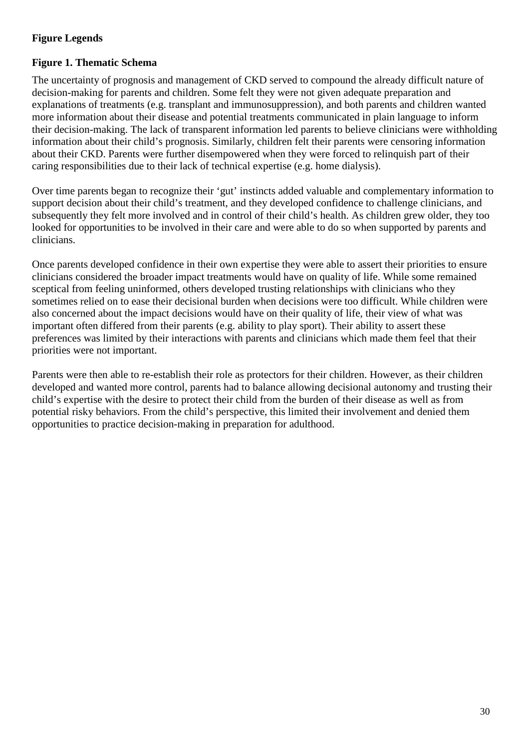**Figure Legends**

**Figure 1. Thematic Schema**

The uncertainty of prognosis and management of CKD served to compound the already difficult nature of decision-making for parents and children. Some felt they were not given adequate preparation and explanations of treatments (e.g. transplant and immunosuppression), and both parents and children wanted more information about their disease and potential treatments communicated in plain language to inform their decision-making. The lack of transparent information led parents to believe clinicians were withholding information about their child's prognosis. Similarly, children felt their parents were censoring information about their CKD. Parents were further disempowered when they were forced to relinquish part of their caring responsibilities due to their lack of technical expertise (e.g. home dialysis).

Over time parents began to recognize their 'gut' instincts added valuable and complementary information to support decision about their child's treatment, and they developed confidence to challenge clinicians, and subsequently they felt more involved and in control of their child's health. As children grew older, they too looked for opportunities to be involved in their care and were able to do so when supported by parents and clinicians.

Once parents developed confidence in their own expertise they were able to assert their priorities to ensure clinicians considered the broader impact treatments would have on quality of life. While some remained sceptical from feeling uninformed, others developed trusting relationships with clinicians who they sometimes relied on to ease their decisional burden when decisions were too difficult. While children were also concerned about the impact decisions would have on their quality of life, their view of what was important often differed from their parents (e.g. ability to play sport). Their ability to assert these preferences was limited by their interactions with parents and clinicians which made them feel that their priorities were not important.

Parents were then able to re-establish their role as protectors for their children. However, as their children developed and wanted more control, parents had to balance allowing decisional autonomy and trusting their child's expertise with the desire to protect their child from the burden of their disease as well as from potential risky behaviors. From the child's perspective, this limited their involvement and denied them opportunities to practice decision-making in preparation for adulthood.